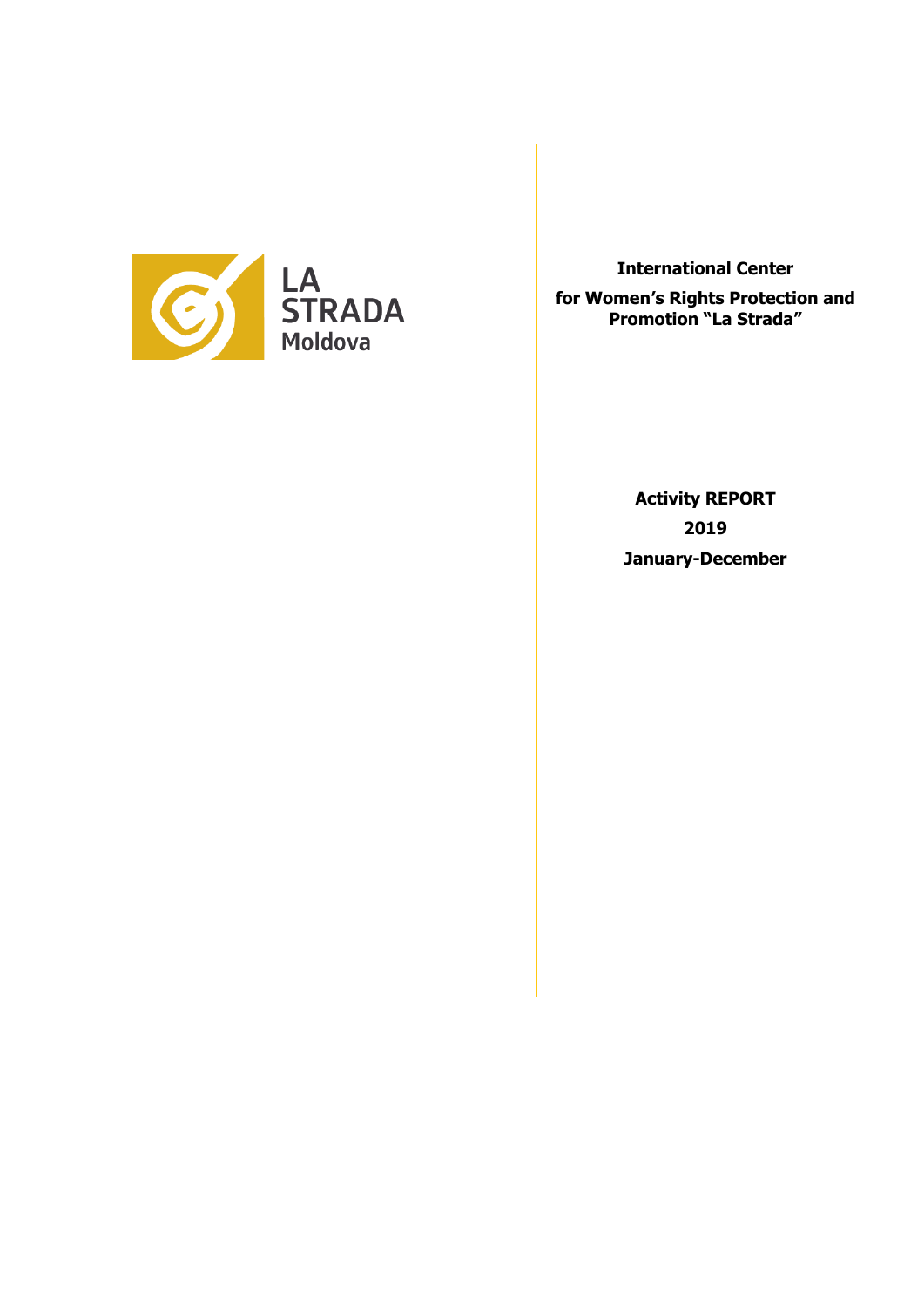LA STRADA
Moldova

**International Center**

**for Women's Rights Protection and Promotion "La Strada"**

**Activity REPORT**

**2019**

**January-December**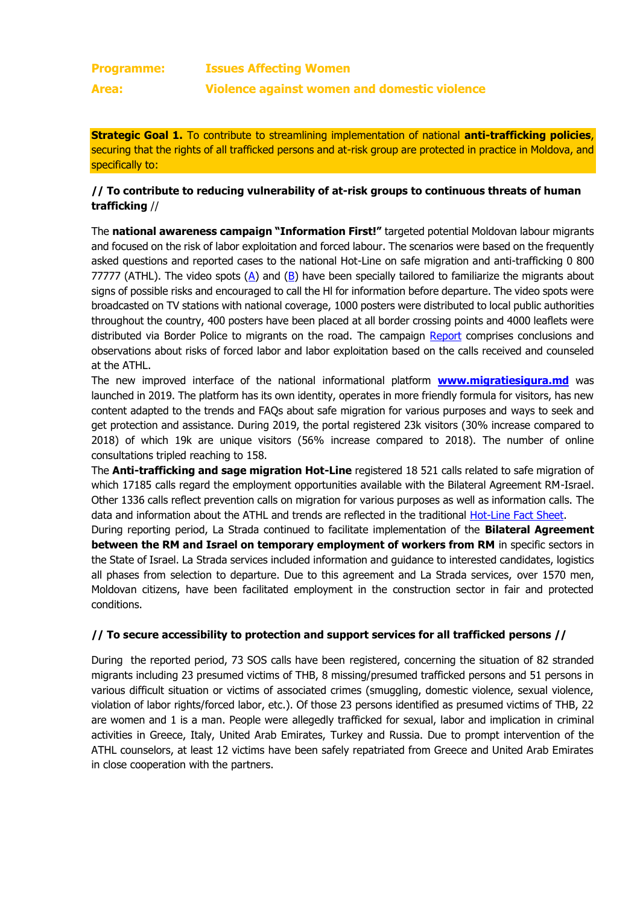**Programme:** **Issues Affecting Women**

**Area:** **Violence against women and domestic violence**

**Strategic Goal 1.** To contribute to streamlining implementation of national **anti-trafficking policies**, securing that the rights of all trafficked persons and at-risk group are protected in practice in Moldova, and specifically to:

### // To contribute to reducing vulnerability of at-risk groups to continuous threats of human trafficking //

The **national awareness campaign "Information First!"** targeted potential Moldovan labour migrants and focused on the risk of labor exploitation and forced labour. The scenarios were based on the frequently asked questions and reported cases to the national Hot-Line on safe migration and anti-trafficking 0 800 77777 (ATHL). The video spots (A) and (B) have been specially tailored to familiarize the migrants about signs of possible risks and encouraged to call the Hl for information before departure. The video spots were broadcasted on TV stations with national coverage, 1000 posters were distributed to local public authorities throughout the country, 400 posters have been placed at all border crossing points and 4000 leaflets were distributed via Border Police to migrants on the road. The campaign Report comprises conclusions and observations about risks of forced labor and labor exploitation based on the calls received and counseled at the ATHL.

The new improved interface of the national informational platform **www.migratiesigura.md** was launched in 2019. The platform has its own identity, operates in more friendly formula for visitors, has new content adapted to the trends and FAQs about safe migration for various purposes and ways to seek and get protection and assistance. During 2019, the portal registered 23k visitors (30% increase compared to 2018) of which 19k are unique visitors (56% increase compared to 2018). The number of online consultations tripled reaching to 158.

The **Anti-trafficking and sage migration Hot-Line** registered 18 521 calls related to safe migration of which 17185 calls regard the employment opportunities available with the Bilateral Agreement RM-Israel. Other 1336 calls reflect prevention calls on migration for various purposes as well as information calls. The data and information about the ATHL and trends are reflected in the traditional Hot-Line Fact Sheet.

During reporting period, La Strada continued to facilitate implementation of the **Bilateral Agreement between the RM and Israel on temporary employment of workers from RM** in specific sectors in the State of Israel. La Strada services included information and guidance to interested candidates, logistics all phases from selection to departure. Due to this agreement and La Strada services, over 1570 men, Moldovan citizens, have been facilitated employment in the construction sector in fair and protected conditions.

### // To secure accessibility to protection and support services for all trafficked persons //

During the reported period, 73 SOS calls have been registered, concerning the situation of 82 stranded migrants including 23 presumed victims of THB, 8 missing/presumed trafficked persons and 51 persons in various difficult situation or victims of associated crimes (smuggling, domestic violence, sexual violence, violation of labor rights/forced labor, etc.). Of those 23 persons identified as presumed victims of THB, 22 are women and 1 is a man. People were allegedly trafficked for sexual, labor and implication in criminal activities in Greece, Italy, United Arab Emirates, Turkey and Russia. Due to prompt intervention of the ATHL counselors, at least 12 victims have been safely repatriated from Greece and United Arab Emirates in close cooperation with the partners.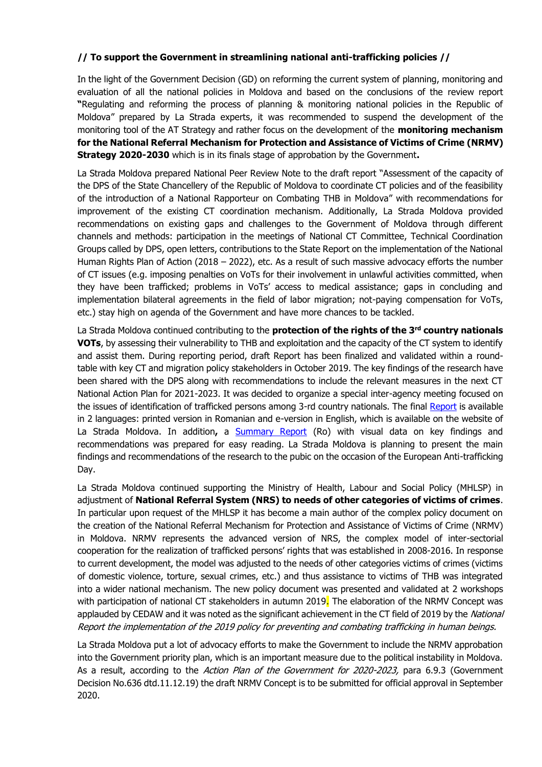**// To support the Government in streamlining national anti-trafficking policies //**

In the light of the Government Decision (GD) on reforming the current system of planning, monitoring and evaluation of all the national policies in Moldova and based on the conclusions of the review report **"**Regulating and reforming the process of planning & monitoring national policies in the Republic of Moldova" prepared by La Strada experts, it was recommended to suspend the development of the monitoring tool of the AT Strategy and rather focus on the development of the **monitoring mechanism for the National Referral Mechanism for Protection and Assistance of Victims of Crime (NRMV) Strategy 2020-2030** which is in its finals stage of approbation by the Government**.**

La Strada Moldova prepared National Peer Review Note to the draft report "Assessment of the capacity of the DPS of the State Chancellery of the Republic of Moldova to coordinate CT policies and of the feasibility of the introduction of a National Rapporteur on Combating THB in Moldova" with recommendations for improvement of the existing CT coordination mechanism. Additionally, La Strada Moldova provided recommendations on existing gaps and challenges to the Government of Moldova through different channels and methods: participation in the meetings of National CT Committee, Technical Coordination Groups called by DPS, open letters, contributions to the State Report on the implementation of the National Human Rights Plan of Action (2018 – 2022), etc. As a result of such massive advocacy efforts the number of CT issues (e.g. imposing penalties on VoTs for their involvement in unlawful activities committed, when they have been trafficked; problems in VoTs' access to medical assistance; gaps in concluding and implementation bilateral agreements in the field of labor migration; not-paying compensation for VoTs, etc.) stay high on agenda of the Government and have more chances to be tackled.

La Strada Moldova continued contributing to the **protection of the rights of the 3rd country nationals VOTs**, by assessing their vulnerability to THB and exploitation and the capacity of the CT system to identify and assist them. During reporting period, draft Report has been finalized and validated within a round-table with key CT and migration policy stakeholders in October 2019. The key findings of the research have been shared with the DPS along with recommendations to include the relevant measures in the next CT National Action Plan for 2021-2023. It was decided to organize a special inter-agency meeting focused on the issues of identification of trafficked persons among 3-rd country nationals. The final Report is available in 2 languages: printed version in Romanian and e-version in English, which is available on the website of La Strada Moldova. In addition**,** a Summary Report (Ro) with visual data on key findings and recommendations was prepared for easy reading. La Strada Moldova is planning to present the main findings and recommendations of the research to the pubic on the occasion of the European Anti-trafficking Day.

La Strada Moldova continued supporting the Ministry of Health, Labour and Social Policy (MHLSP) in adjustment of **National Referral System (NRS) to needs of other categories of victims of crimes**. In particular upon request of the MHLSP it has become a main author of the complex policy document on the creation of the National Referral Mechanism for Protection and Assistance of Victims of Crime (NRMV) in Moldova. NRMV represents the advanced version of NRS, the complex model of inter-sectorial cooperation for the realization of trafficked persons' rights that was established in 2008-2016. In response to current development, the model was adjusted to the needs of other categories victims of crimes (victims of domestic violence, torture, sexual crimes, etc.) and thus assistance to victims of THB was integrated into a wider national mechanism. The new policy document was presented and validated at 2 workshops with participation of national CT stakeholders in autumn 2019. The elaboration of the NRMV Concept was applauded by CEDAW and it was noted as the significant achievement in the CT field of 2019 by the *National Report the implementation of the 2019 policy for preventing and combating trafficking in human beings.*

La Strada Moldova put a lot of advocacy efforts to make the Government to include the NRMV approbation into the Government priority plan, which is an important measure due to the political instability in Moldova. As a result, according to the *Action Plan of the Government for 2020-2023,* para 6.9.3 (Government Decision No.636 dtd.11.12.19) the draft NRMV Concept is to be submitted for official approval in September 2020.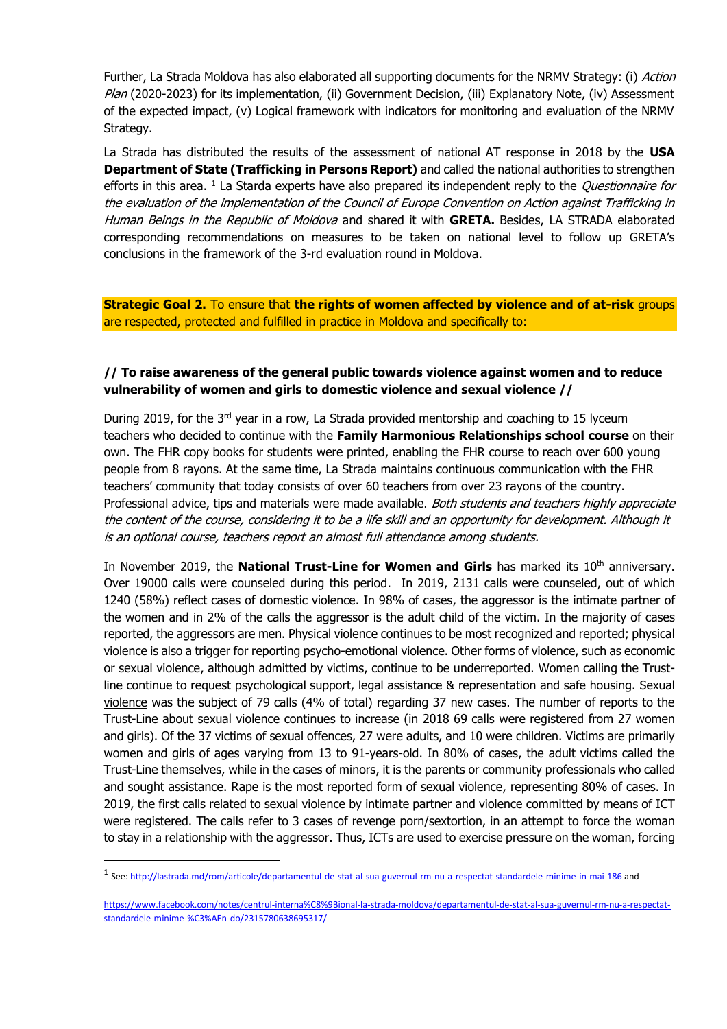Further, La Strada Moldova has also elaborated all supporting documents for the NRMV Strategy: (i) *Action Plan* (2020-2023) for its implementation, (ii) Government Decision, (iii) Explanatory Note, (iv) Assessment of the expected impact, (v) Logical framework with indicators for monitoring and evaluation of the NRMV Strategy.

La Strada has distributed the results of the assessment of national AT response in 2018 by the **USA Department of State (Trafficking in Persons Report)** and called the national authorities to strengthen efforts in this area. [1] La Starda experts have also prepared its independent reply to the *Questionnaire for the evaluation of the implementation of the Council of Europe Convention on Action against Trafficking in Human Beings in the Republic of Moldova* and shared it with **GRETA.** Besides, LA STRADA elaborated corresponding recommendations on measures to be taken on national level to follow up GRETA's conclusions in the framework of the 3-rd evaluation round in Moldova.

**Strategic Goal 2.** To ensure that **the rights of women affected by violence and of at-risk** groups are respected, protected and fulfilled in practice in Moldova and specifically to:

### // To raise awareness of the general public towards violence against women and to reduce vulnerability of women and girls to domestic violence and sexual violence //

During 2019, for the 3rd year in a row, La Strada provided mentorship and coaching to 15 lyceum teachers who decided to continue with the **Family Harmonious Relationships school course** on their own. The FHR copy books for students were printed, enabling the FHR course to reach over 600 young people from 8 rayons. At the same time, La Strada maintains continuous communication with the FHR teachers' community that today consists of over 60 teachers from over 23 rayons of the country. Professional advice, tips and materials were made available. *Both students and teachers highly appreciate the content of the course, considering it to be a life skill and an opportunity for development. Although it is an optional course, teachers report an almost full attendance among students.*

In November 2019, the **National Trust-Line for Women and Girls** has marked its 10th anniversary. Over 19000 calls were counseled during this period. In 2019, 2131 calls were counseled, out of which 1240 (58%) reflect cases of domestic violence. In 98% of cases, the aggressor is the intimate partner of the women and in 2% of the calls the aggressor is the adult child of the victim. In the majority of cases reported, the aggressors are men. Physical violence continues to be most recognized and reported; physical violence is also a trigger for reporting psycho-emotional violence. Other forms of violence, such as economic or sexual violence, although admitted by victims, continue to be underreported. Women calling the Trust-line continue to request psychological support, legal assistance & representation and safe housing. Sexual violence was the subject of 79 calls (4% of total) regarding 37 new cases. The number of reports to the Trust-Line about sexual violence continues to increase (in 2018 69 calls were registered from 27 women and girls). Of the 37 victims of sexual offences, 27 were adults, and 10 were children. Victims are primarily women and girls of ages varying from 13 to 91-years-old. In 80% of cases, the adult victims called the Trust-Line themselves, while in the cases of minors, it is the parents or community professionals who called and sought assistance. Rape is the most reported form of sexual violence, representing 80% of cases. In 2019, the first calls related to sexual violence by intimate partner and violence committed by means of ICT were registered. The calls refer to 3 cases of revenge porn/sextortion, in an attempt to force the woman to stay in a relationship with the aggressor. Thus, ICTs are used to exercise pressure on the woman, forcing

---

[1] See: http://lastrada.md/rom/articole/departamentul-de-stat-al-sua-guvernul-rm-nu-a-respectat-standardele-minime-in-mai-186 and

https://www.facebook.com/notes/centrul-interna%C8%9Bional-la-strada-moldova/departamentul-de-stat-al-sua-guvernul-rm-nu-a-respectat-standardele-minime-%C3%AEn-do/2315780638695317/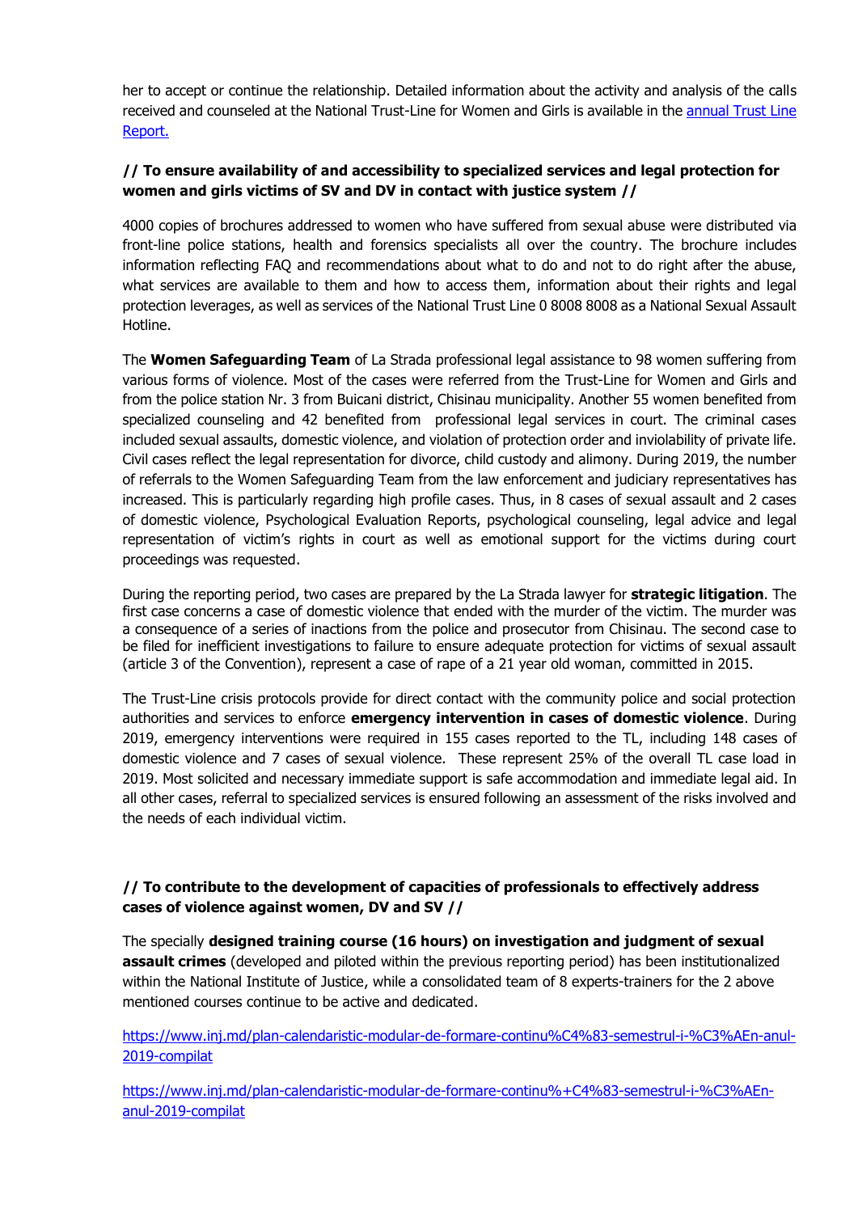her to accept or continue the relationship. Detailed information about the activity and analysis of the calls received and counseled at the National Trust-Line for Women and Girls is available in the [annual Trust Line Report.]()

**// To ensure availability of and accessibility to specialized services and legal protection for women and girls victims of SV and DV in contact with justice system //**

4000 copies of brochures addressed to women who have suffered from sexual abuse were distributed via front-line police stations, health and forensics specialists all over the country. The brochure includes information reflecting FAQ and recommendations about what to do and not to do right after the abuse, what services are available to them and how to access them, information about their rights and legal protection leverages, as well as services of the National Trust Line 0 8008 8008 as a National Sexual Assault Hotline.

The **Women Safeguarding Team** of La Strada professional legal assistance to 98 women suffering from various forms of violence. Most of the cases were referred from the Trust-Line for Women and Girls and from the police station Nr. 3 from Buicani district, Chisinau municipality. Another 55 women benefited from specialized counseling and 42 benefited from professional legal services in court. The criminal cases included sexual assaults, domestic violence, and violation of protection order and inviolability of private life. Civil cases reflect the legal representation for divorce, child custody and alimony. During 2019, the number of referrals to the Women Safeguarding Team from the law enforcement and judiciary representatives has increased. This is particularly regarding high profile cases. Thus, in 8 cases of sexual assault and 2 cases of domestic violence, Psychological Evaluation Reports, psychological counseling, legal advice and legal representation of victim's rights in court as well as emotional support for the victims during court proceedings was requested.

During the reporting period, two cases are prepared by the La Strada lawyer for **strategic litigation**. The first case concerns a case of domestic violence that ended with the murder of the victim. The murder was a consequence of a series of inactions from the police and prosecutor from Chisinau. The second case to be filed for inefficient investigations to failure to ensure adequate protection for victims of sexual assault (article 3 of the Convention), represent a case of rape of a 21 year old woman, committed in 2015.

The Trust-Line crisis protocols provide for direct contact with the community police and social protection authorities and services to enforce **emergency intervention in cases of domestic violence**. During 2019, emergency interventions were required in 155 cases reported to the TL, including 148 cases of domestic violence and 7 cases of sexual violence. These represent 25% of the overall TL case load in 2019. Most solicited and necessary immediate support is safe accommodation and immediate legal aid. In all other cases, referral to specialized services is ensured following an assessment of the risks involved and the needs of each individual victim.

**// To contribute to the development of capacities of professionals to effectively address cases of violence against women, DV and SV //**

The specially **designed training course (16 hours) on investigation and judgment of sexual assault crimes** (developed and piloted within the previous reporting period) has been institutionalized within the National Institute of Justice, while a consolidated team of 8 experts-trainers for the 2 above mentioned courses continue to be active and dedicated.

https://www.inj.md/plan-calendaristic-modular-de-formare-continu%C4%83-semestrul-i-%C3%AEn-anul-2019-compilat

https://www.inj.md/plan-calendaristic-modular-de-formare-continu%+C4%83-semestrul-i-%C3%AEn-anul-2019-compilat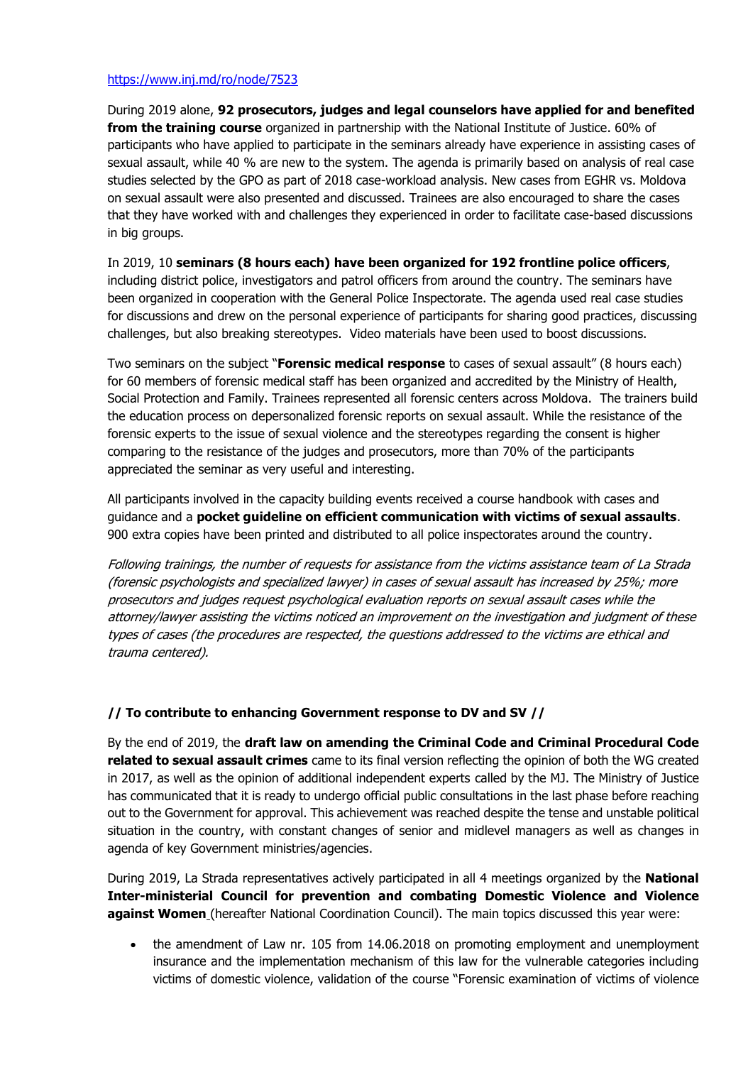https://www.inj.md/ro/node/7523

During 2019 alone, **92 prosecutors, judges and legal counselors have applied for and benefited from the training course** organized in partnership with the National Institute of Justice. 60% of participants who have applied to participate in the seminars already have experience in assisting cases of sexual assault, while 40 % are new to the system. The agenda is primarily based on analysis of real case studies selected by the GPO as part of 2018 case-workload analysis. New cases from EGHR vs. Moldova on sexual assault were also presented and discussed. Trainees are also encouraged to share the cases that they have worked with and challenges they experienced in order to facilitate case-based discussions in big groups.

In 2019, 10 **seminars (8 hours each) have been organized for 192 frontline police officers**, including district police, investigators and patrol officers from around the country. The seminars have been organized in cooperation with the General Police Inspectorate. The agenda used real case studies for discussions and drew on the personal experience of participants for sharing good practices, discussing challenges, but also breaking stereotypes. Video materials have been used to boost discussions.

Two seminars on the subject "**Forensic medical response** to cases of sexual assault" (8 hours each) for 60 members of forensic medical staff has been organized and accredited by the Ministry of Health, Social Protection and Family. Trainees represented all forensic centers across Moldova. The trainers build the education process on depersonalized forensic reports on sexual assault. While the resistance of the forensic experts to the issue of sexual violence and the stereotypes regarding the consent is higher comparing to the resistance of the judges and prosecutors, more than 70% of the participants appreciated the seminar as very useful and interesting.

All participants involved in the capacity building events received a course handbook with cases and guidance and a **pocket guideline on efficient communication with victims of sexual assaults**. 900 extra copies have been printed and distributed to all police inspectorates around the country.

*Following trainings, the number of requests for assistance from the victims assistance team of La Strada (forensic psychologists and specialized lawyer) in cases of sexual assault has increased by 25%; more prosecutors and judges request psychological evaluation reports on sexual assault cases while the attorney/lawyer assisting the victims noticed an improvement on the investigation and judgment of these types of cases (the procedures are respected, the questions addressed to the victims are ethical and trauma centered).*

### // To contribute to enhancing Government response to DV and SV //

By the end of 2019, the **draft law on amending the Criminal Code and Criminal Procedural Code related to sexual assault crimes** came to its final version reflecting the opinion of both the WG created in 2017, as well as the opinion of additional independent experts called by the MJ. The Ministry of Justice has communicated that it is ready to undergo official public consultations in the last phase before reaching out to the Government for approval. This achievement was reached despite the tense and unstable political situation in the country, with constant changes of senior and midlevel managers as well as changes in agenda of key Government ministries/agencies.

During 2019, La Strada representatives actively participated in all 4 meetings organized by the **National Inter-ministerial Council for prevention and combating Domestic Violence and Violence against Women** (hereafter National Coordination Council). The main topics discussed this year were:

- the amendment of Law nr. 105 from 14.06.2018 on promoting employment and unemployment insurance and the implementation mechanism of this law for the vulnerable categories including victims of domestic violence, validation of the course "Forensic examination of victims of violence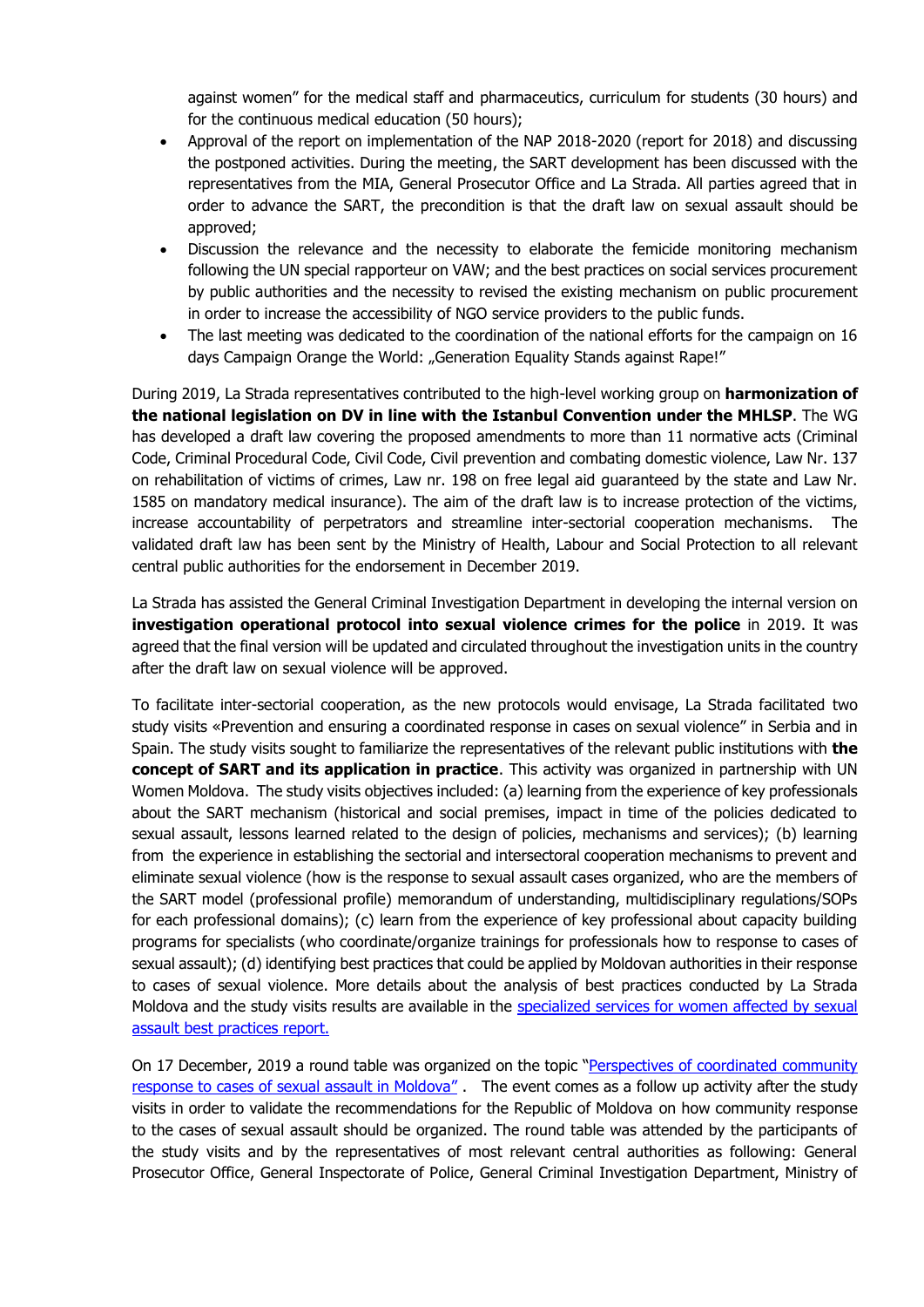against women" for the medical staff and pharmaceutics, curriculum for students (30 hours) and for the continuous medical education (50 hours);

- Approval of the report on implementation of the NAP 2018-2020 (report for 2018) and discussing the postponed activities. During the meeting, the SART development has been discussed with the representatives from the MIA, General Prosecutor Office and La Strada. All parties agreed that in order to advance the SART, the precondition is that the draft law on sexual assault should be approved;
- Discussion the relevance and the necessity to elaborate the femicide monitoring mechanism following the UN special rapporteur on VAW; and the best practices on social services procurement by public authorities and the necessity to revised the existing mechanism on public procurement in order to increase the accessibility of NGO service providers to the public funds.
- The last meeting was dedicated to the coordination of the national efforts for the campaign on 16 days Campaign Orange the World: „Generation Equality Stands against Rape!"

During 2019, La Strada representatives contributed to the high-level working group on **harmonization of the national legislation on DV in line with the Istanbul Convention under the MHLSP**. The WG has developed a draft law covering the proposed amendments to more than 11 normative acts (Criminal Code, Criminal Procedural Code, Civil Code, Civil prevention and combating domestic violence, Law Nr. 137 on rehabilitation of victims of crimes, Law nr. 198 on free legal aid guaranteed by the state and Law Nr. 1585 on mandatory medical insurance). The aim of the draft law is to increase protection of the victims, increase accountability of perpetrators and streamline inter-sectorial cooperation mechanisms. The validated draft law has been sent by the Ministry of Health, Labour and Social Protection to all relevant central public authorities for the endorsement in December 2019.

La Strada has assisted the General Criminal Investigation Department in developing the internal version on **investigation operational protocol into sexual violence crimes for the police** in 2019. It was agreed that the final version will be updated and circulated throughout the investigation units in the country after the draft law on sexual violence will be approved.

To facilitate inter-sectorial cooperation, as the new protocols would envisage, La Strada facilitated two study visits «Prevention and ensuring a coordinated response in cases on sexual violence" in Serbia and in Spain. The study visits sought to familiarize the representatives of the relevant public institutions with **the concept of SART and its application in practice**. This activity was organized in partnership with UN Women Moldova. The study visits objectives included: (a) learning from the experience of key professionals about the SART mechanism (historical and social premises, impact in time of the policies dedicated to sexual assault, lessons learned related to the design of policies, mechanisms and services); (b) learning from the experience in establishing the sectorial and intersectoral cooperation mechanisms to prevent and eliminate sexual violence (how is the response to sexual assault cases organized, who are the members of the SART model (professional profile) memorandum of understanding, multidisciplinary regulations/SOPs for each professional domains); (c) learn from the experience of key professional about capacity building programs for specialists (who coordinate/organize trainings for professionals how to response to cases of sexual assault); (d) identifying best practices that could be applied by Moldovan authorities in their response to cases of sexual violence. More details about the analysis of best practices conducted by La Strada Moldova and the study visits results are available in the specialized services for women affected by sexual assault best practices report.

On 17 December, 2019 a round table was organized on the topic "Perspectives of coordinated community response to cases of sexual assault in Moldova" . The event comes as a follow up activity after the study visits in order to validate the recommendations for the Republic of Moldova on how community response to the cases of sexual assault should be organized. The round table was attended by the participants of the study visits and by the representatives of most relevant central authorities as following: General Prosecutor Office, General Inspectorate of Police, General Criminal Investigation Department, Ministry of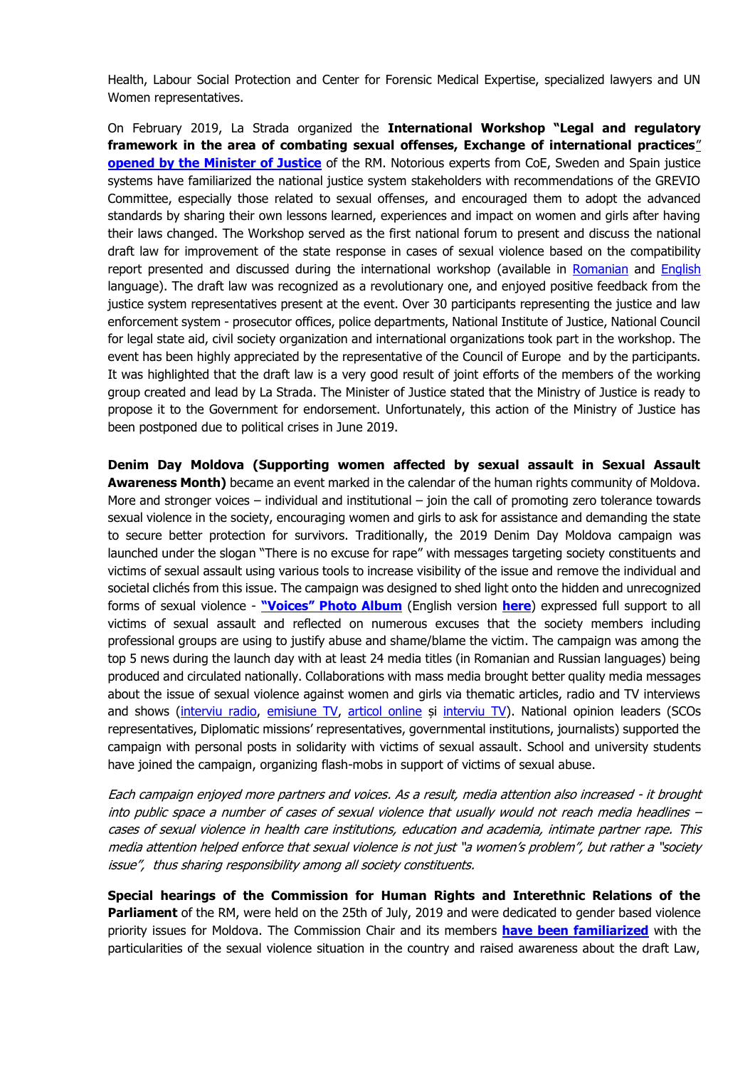Health, Labour Social Protection and Center for Forensic Medical Expertise, specialized lawyers and UN Women representatives.

On February 2019, La Strada organized the **International Workshop "Legal and regulatory framework in the area of combating sexual offenses, Exchange of international practices" opened by the Minister of Justice** of the RM. Notorious experts from CoE, Sweden and Spain justice systems have familiarized the national justice system stakeholders with recommendations of the GREVIO Committee, especially those related to sexual offenses, and encouraged them to adopt the advanced standards by sharing their own lessons learned, experiences and impact on women and girls after having their laws changed. The Workshop served as the first national forum to present and discuss the national draft law for improvement of the state response in cases of sexual violence based on the compatibility report presented and discussed during the international workshop (available in Romanian and English language). The draft law was recognized as a revolutionary one, and enjoyed positive feedback from the justice system representatives present at the event. Over 30 participants representing the justice and law enforcement system - prosecutor offices, police departments, National Institute of Justice, National Council for legal state aid, civil society organization and international organizations took part in the workshop. The event has been highly appreciated by the representative of the Council of Europe and by the participants. It was highlighted that the draft law is a very good result of joint efforts of the members of the working group created and lead by La Strada. The Minister of Justice stated that the Ministry of Justice is ready to propose it to the Government for endorsement. Unfortunately, this action of the Ministry of Justice has been postponed due to political crises in June 2019.

**Denim Day Moldova (Supporting women affected by sexual assault in Sexual Assault Awareness Month)** became an event marked in the calendar of the human rights community of Moldova. More and stronger voices – individual and institutional – join the call of promoting zero tolerance towards sexual violence in the society, encouraging women and girls to ask for assistance and demanding the state to secure better protection for survivors. Traditionally, the 2019 Denim Day Moldova campaign was launched under the slogan "There is no excuse for rape" with messages targeting society constituents and victims of sexual assault using various tools to increase visibility of the issue and remove the individual and societal clichés from this issue. The campaign was designed to shed light onto the hidden and unrecognized forms of sexual violence - **"Voices" Photo Album** (English version **here**) expressed full support to all victims of sexual assault and reflected on numerous excuses that the society members including professional groups are using to justify abuse and shame/blame the victim. The campaign was among the top 5 news during the launch day with at least 24 media titles (in Romanian and Russian languages) being produced and circulated nationally. Collaborations with mass media brought better quality media messages about the issue of sexual violence against women and girls via thematic articles, radio and TV interviews and shows (interviu radio, emisiune TV, articol online și interviu TV). National opinion leaders (SCOs representatives, Diplomatic missions' representatives, governmental institutions, journalists) supported the campaign with personal posts in solidarity with victims of sexual assault. School and university students have joined the campaign, organizing flash-mobs in support of victims of sexual abuse.

*Each campaign enjoyed more partners and voices. As a result, media attention also increased - it brought into public space a number of cases of sexual violence that usually would not reach media headlines – cases of sexual violence in health care institutions, education and academia, intimate partner rape. This media attention helped enforce that sexual violence is not just "a women's problem", but rather a "society issue", thus sharing responsibility among all society constituents.*

**Special hearings of the Commission for Human Rights and Interethnic Relations of the Parliament** of the RM, were held on the 25th of July, 2019 and were dedicated to gender based violence priority issues for Moldova. The Commission Chair and its members **have been familiarized** with the particularities of the sexual violence situation in the country and raised awareness about the draft Law,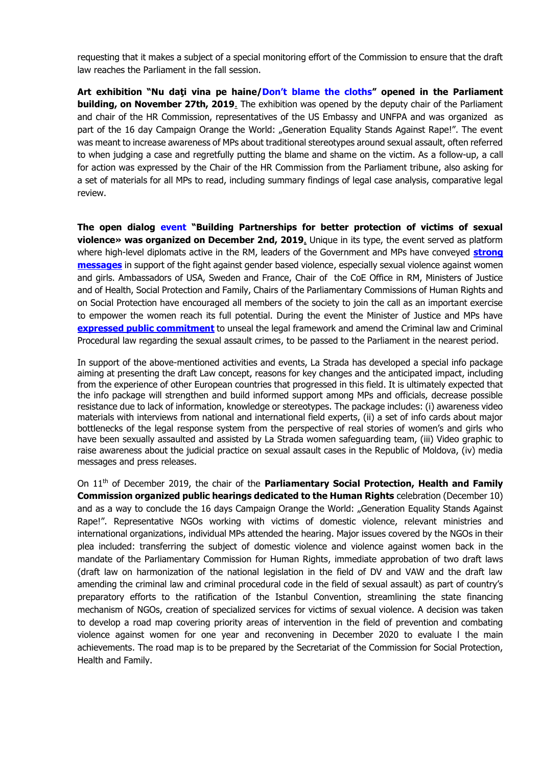requesting that it makes a subject of a special monitoring effort of the Commission to ensure that the draft law reaches the Parliament in the fall session.

**Art exhibition "Nu daţi vina pe haine/Don't blame the cloths" opened in the Parliament building, on November 27th, 2019**. The exhibition was opened by the deputy chair of the Parliament and chair of the HR Commission, representatives of the US Embassy and UNFPA and was organized as part of the 16 day Campaign Orange the World: „Generation Equality Stands Against Rape!". The event was meant to increase awareness of MPs about traditional stereotypes around sexual assault, often referred to when judging a case and regretfully putting the blame and shame on the victim. As a follow-up, a call for action was expressed by the Chair of the HR Commission from the Parliament tribune, also asking for a set of materials for all MPs to read, including summary findings of legal case analysis, comparative legal review.

**The open dialog event "Building Partnerships for better protection of victims of sexual violence» was organized on December 2nd, 2019**. Unique in its type, the event served as platform where high-level diplomats active in the RM, leaders of the Government and MPs have conveyed **strong messages** in support of the fight against gender based violence, especially sexual violence against women and girls. Ambassadors of USA, Sweden and France, Chair of the CoE Office in RM, Ministers of Justice and of Health, Social Protection and Family, Chairs of the Parliamentary Commissions of Human Rights and on Social Protection have encouraged all members of the society to join the call as an important exercise to empower the women reach its full potential. During the event the Minister of Justice and MPs have **expressed public commitment** to unseal the legal framework and amend the Criminal law and Criminal Procedural law regarding the sexual assault crimes, to be passed to the Parliament in the nearest period.

In support of the above-mentioned activities and events, La Strada has developed a special info package aiming at presenting the draft Law concept, reasons for key changes and the anticipated impact, including from the experience of other European countries that progressed in this field. It is ultimately expected that the info package will strengthen and build informed support among MPs and officials, decrease possible resistance due to lack of information, knowledge or stereotypes. The package includes: (i) awareness video materials with interviews from national and international field experts, (ii) a set of info cards about major bottlenecks of the legal response system from the perspective of real stories of women's and girls who have been sexually assaulted and assisted by La Strada women safeguarding team, (iii) Video graphic to raise awareness about the judicial practice on sexual assault cases in the Republic of Moldova, (iv) media messages and press releases.

On 11th of December 2019, the chair of the **Parliamentary Social Protection, Health and Family Commission organized public hearings dedicated to the Human Rights** celebration (December 10) and as a way to conclude the 16 days Campaign Orange the World: „Generation Equality Stands Against Rape!". Representative NGOs working with victims of domestic violence, relevant ministries and international organizations, individual MPs attended the hearing. Major issues covered by the NGOs in their plea included: transferring the subject of domestic violence and violence against women back in the mandate of the Parliamentary Commission for Human Rights, immediate approbation of two draft laws (draft law on harmonization of the national legislation in the field of DV and VAW and the draft law amending the criminal law and criminal procedural code in the field of sexual assault) as part of country's preparatory efforts to the ratification of the Istanbul Convention, streamlining the state financing mechanism of NGOs, creation of specialized services for victims of sexual violence. A decision was taken to develop a road map covering priority areas of intervention in the field of prevention and combating violence against women for one year and reconvening in December 2020 to evaluate l the main achievements. The road map is to be prepared by the Secretariat of the Commission for Social Protection, Health and Family.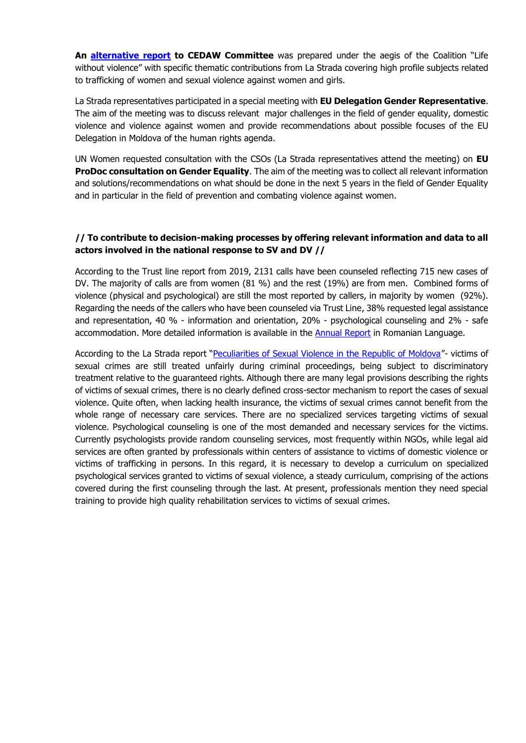**An alternative report to CEDAW Committee** was prepared under the aegis of the Coalition "Life without violence" with specific thematic contributions from La Strada covering high profile subjects related to trafficking of women and sexual violence against women and girls.

La Strada representatives participated in a special meeting with **EU Delegation Gender Representative**. The aim of the meeting was to discuss relevant major challenges in the field of gender equality, domestic violence and violence against women and provide recommendations about possible focuses of the EU Delegation in Moldova of the human rights agenda.

UN Women requested consultation with the CSOs (La Strada representatives attend the meeting) on **EU ProDoc consultation on Gender Equality**. The aim of the meeting was to collect all relevant information and solutions/recommendations on what should be done in the next 5 years in the field of Gender Equality and in particular in the field of prevention and combating violence against women.

### // To contribute to decision-making processes by offering relevant information and data to all actors involved in the national response to SV and DV //

According to the Trust line report from 2019, 2131 calls have been counseled reflecting 715 new cases of DV. The majority of calls are from women (81 %) and the rest (19%) are from men. Combined forms of violence (physical and psychological) are still the most reported by callers, in majority by women (92%). Regarding the needs of the callers who have been counseled via Trust Line, 38% requested legal assistance and representation, 40 % - information and orientation, 20% - psychological counseling and 2% - safe accommodation. More detailed information is available in the Annual Report in Romanian Language.

According to the La Strada report "Peculiarities of Sexual Violence in the Republic of Moldova"- victims of sexual crimes are still treated unfairly during criminal proceedings, being subject to discriminatory treatment relative to the guaranteed rights. Although there are many legal provisions describing the rights of victims of sexual crimes, there is no clearly defined cross-sector mechanism to report the cases of sexual violence. Quite often, when lacking health insurance, the victims of sexual crimes cannot benefit from the whole range of necessary care services. There are no specialized services targeting victims of sexual violence. Psychological counseling is one of the most demanded and necessary services for the victims. Currently psychologists provide random counseling services, most frequently within NGOs, while legal aid services are often granted by professionals within centers of assistance to victims of domestic violence or victims of trafficking in persons. In this regard, it is necessary to develop a curriculum on specialized psychological services granted to victims of sexual violence, a steady curriculum, comprising of the actions covered during the first counseling through the last. At present, professionals mention they need special training to provide high quality rehabilitation services to victims of sexual crimes.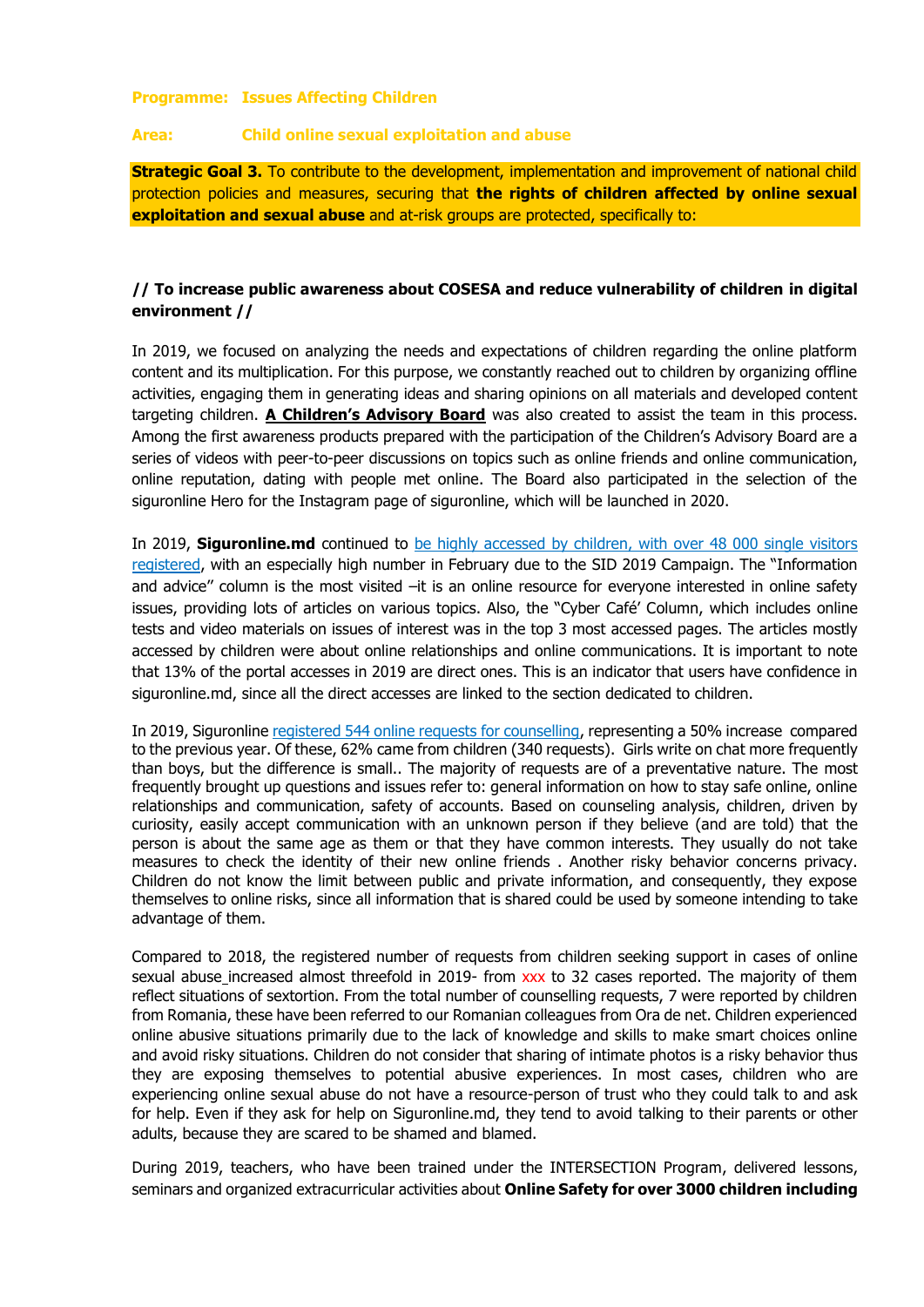**Programme: Issues Affecting Children**

**Area: Child online sexual exploitation and abuse**

**Strategic Goal 3.** To contribute to the development, implementation and improvement of national child protection policies and measures, securing that **the rights of children affected by online sexual exploitation and sexual abuse** and at-risk groups are protected, specifically to:

**// To increase public awareness about COSESA and reduce vulnerability of children in digital environment //**

In 2019, we focused on analyzing the needs and expectations of children regarding the online platform content and its multiplication. For this purpose, we constantly reached out to children by organizing offline activities, engaging them in generating ideas and sharing opinions on all materials and developed content targeting children. **A Children's Advisory Board** was also created to assist the team in this process. Among the first awareness products prepared with the participation of the Children's Advisory Board are a series of videos with peer-to-peer discussions on topics such as online friends and online communication, online reputation, dating with people met online. The Board also participated in the selection of the siguronline Hero for the Instagram page of siguronline, which will be launched in 2020.

In 2019, **Siguronline.md** continued to be highly accessed by children, with over 48 000 single visitors registered, with an especially high number in February due to the SID 2019 Campaign. The "Information and advice" column is the most visited –it is an online resource for everyone interested in online safety issues, providing lots of articles on various topics. Also, the "Cyber Café' Column, which includes online tests and video materials on issues of interest was in the top 3 most accessed pages. The articles mostly accessed by children were about online relationships and online communications. It is important to note that 13% of the portal accesses in 2019 are direct ones. This is an indicator that users have confidence in siguronline.md, since all the direct accesses are linked to the section dedicated to children.

In 2019, Siguronline registered 544 online requests for counselling, representing a 50% increase compared to the previous year. Of these, 62% came from children (340 requests). Girls write on chat more frequently than boys, but the difference is small.. The majority of requests are of a preventative nature. The most frequently brought up questions and issues refer to: general information on how to stay safe online, online relationships and communication, safety of accounts. Based on counseling analysis, children, driven by curiosity, easily accept communication with an unknown person if they believe (and are told) that the person is about the same age as them or that they have common interests. They usually do not take measures to check the identity of their new online friends . Another risky behavior concerns privacy. Children do not know the limit between public and private information, and consequently, they expose themselves to online risks, since all information that is shared could be used by someone intending to take advantage of them.

Compared to 2018, the registered number of requests from children seeking support in cases of online sexual abuse_increased almost threefold in 2019- from xxx to 32 cases reported. The majority of them reflect situations of sextortion. From the total number of counselling requests, 7 were reported by children from Romania, these have been referred to our Romanian colleagues from Ora de net. Children experienced online abusive situations primarily due to the lack of knowledge and skills to make smart choices online and avoid risky situations. Children do not consider that sharing of intimate photos is a risky behavior thus they are exposing themselves to potential abusive experiences. In most cases, children who are experiencing online sexual abuse do not have a resource-person of trust who they could talk to and ask for help. Even if they ask for help on Siguronline.md, they tend to avoid talking to their parents or other adults, because they are scared to be shamed and blamed.

During 2019, teachers, who have been trained under the INTERSECTION Program, delivered lessons, seminars and organized extracurricular activities about **Online Safety for over 3000 children including**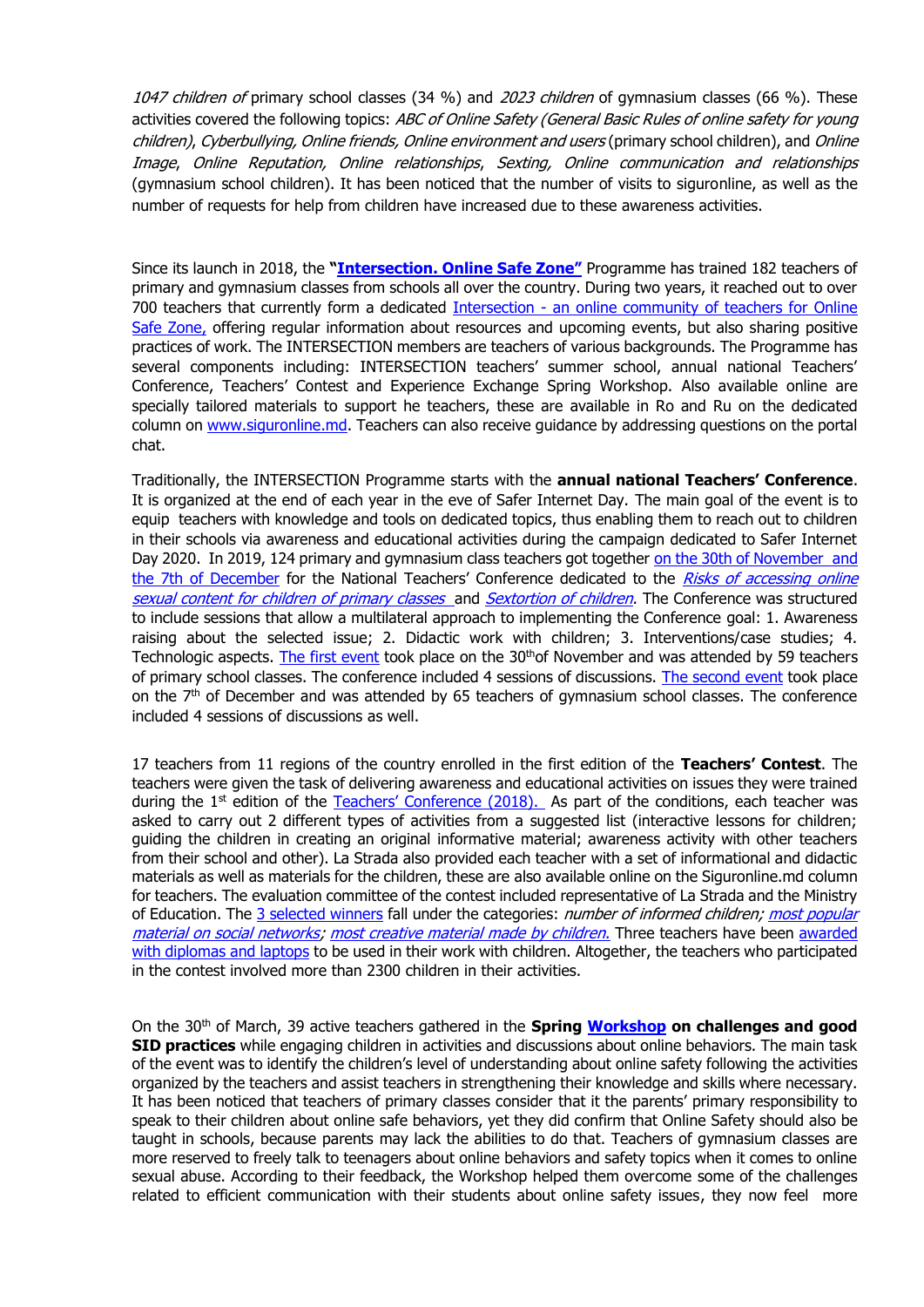*1047 children of* primary school classes (34 %) and *2023 children* of gymnasium classes (66 %). These activities covered the following topics: *ABC of Online Safety (General Basic Rules of online safety for young children)*, *Cyberbullying, Online friends, Online environment and users* (primary school children), and *Online Image*, *Online Reputation, Online relationships*, *Sexting, Online communication and relationships* (gymnasium school children). It has been noticed that the number of visits to siguronline, as well as the number of requests for help from children have increased due to these awareness activities.

Since its launch in 2018, the **"Intersection. Online Safe Zone"** Programme has trained 182 teachers of primary and gymnasium classes from schools all over the country. During two years, it reached out to over 700 teachers that currently form a dedicated Intersection - an online community of teachers for Online Safe Zone, offering regular information about resources and upcoming events, but also sharing positive practices of work. The INTERSECTION members are teachers of various backgrounds. The Programme has several components including: INTERSECTION teachers' summer school, annual national Teachers' Conference, Teachers' Contest and Experience Exchange Spring Workshop. Also available online are specially tailored materials to support he teachers, these are available in Ro and Ru on the dedicated column on www.siguronline.md. Teachers can also receive guidance by addressing questions on the portal chat.

Traditionally, the INTERSECTION Programme starts with the **annual national Teachers' Conference**. It is organized at the end of each year in the eve of Safer Internet Day. The main goal of the event is to equip teachers with knowledge and tools on dedicated topics, thus enabling them to reach out to children in their schools via awareness and educational activities during the campaign dedicated to Safer Internet Day 2020. In 2019, 124 primary and gymnasium class teachers got together on the 30th of November and the 7th of December for the National Teachers' Conference dedicated to the *Risks of accessing online sexual content for children of primary classes* and *Sextortion of children*. The Conference was structured to include sessions that allow a multilateral approach to implementing the Conference goal: 1. Awareness raising about the selected issue; 2. Didactic work with children; 3. Interventions/case studies; 4. Technologic aspects. The first event took place on the 30th of November and was attended by 59 teachers of primary school classes. The conference included 4 sessions of discussions. The second event took place on the 7th of December and was attended by 65 teachers of gymnasium school classes. The conference included 4 sessions of discussions as well.

17 teachers from 11 regions of the country enrolled in the first edition of the **Teachers' Contest**. The teachers were given the task of delivering awareness and educational activities on issues they were trained during the 1st edition of the Teachers' Conference (2018). As part of the conditions, each teacher was asked to carry out 2 different types of activities from a suggested list (interactive lessons for children; guiding the children in creating an original informative material; awareness activity with other teachers from their school and other). La Strada also provided each teacher with a set of informational and didactic materials as well as materials for the children, these are also available online on the Siguronline.md column for teachers. The evaluation committee of the contest included representative of La Strada and the Ministry of Education. The 3 selected winners fall under the categories: *number of informed children; most popular material on social networks; most creative material made by children.* Three teachers have been awarded with diplomas and laptops to be used in their work with children. Altogether, the teachers who participated in the contest involved more than 2300 children in their activities.

On the 30th of March, 39 active teachers gathered in the **Spring Workshop on challenges and good SID practices** while engaging children in activities and discussions about online behaviors. The main task of the event was to identify the children's level of understanding about online safety following the activities organized by the teachers and assist teachers in strengthening their knowledge and skills where necessary. It has been noticed that teachers of primary classes consider that it the parents' primary responsibility to speak to their children about online safe behaviors, yet they did confirm that Online Safety should also be taught in schools, because parents may lack the abilities to do that. Teachers of gymnasium classes are more reserved to freely talk to teenagers about online behaviors and safety topics when it comes to online sexual abuse. According to their feedback, the Workshop helped them overcome some of the challenges related to efficient communication with their students about online safety issues, they now feel more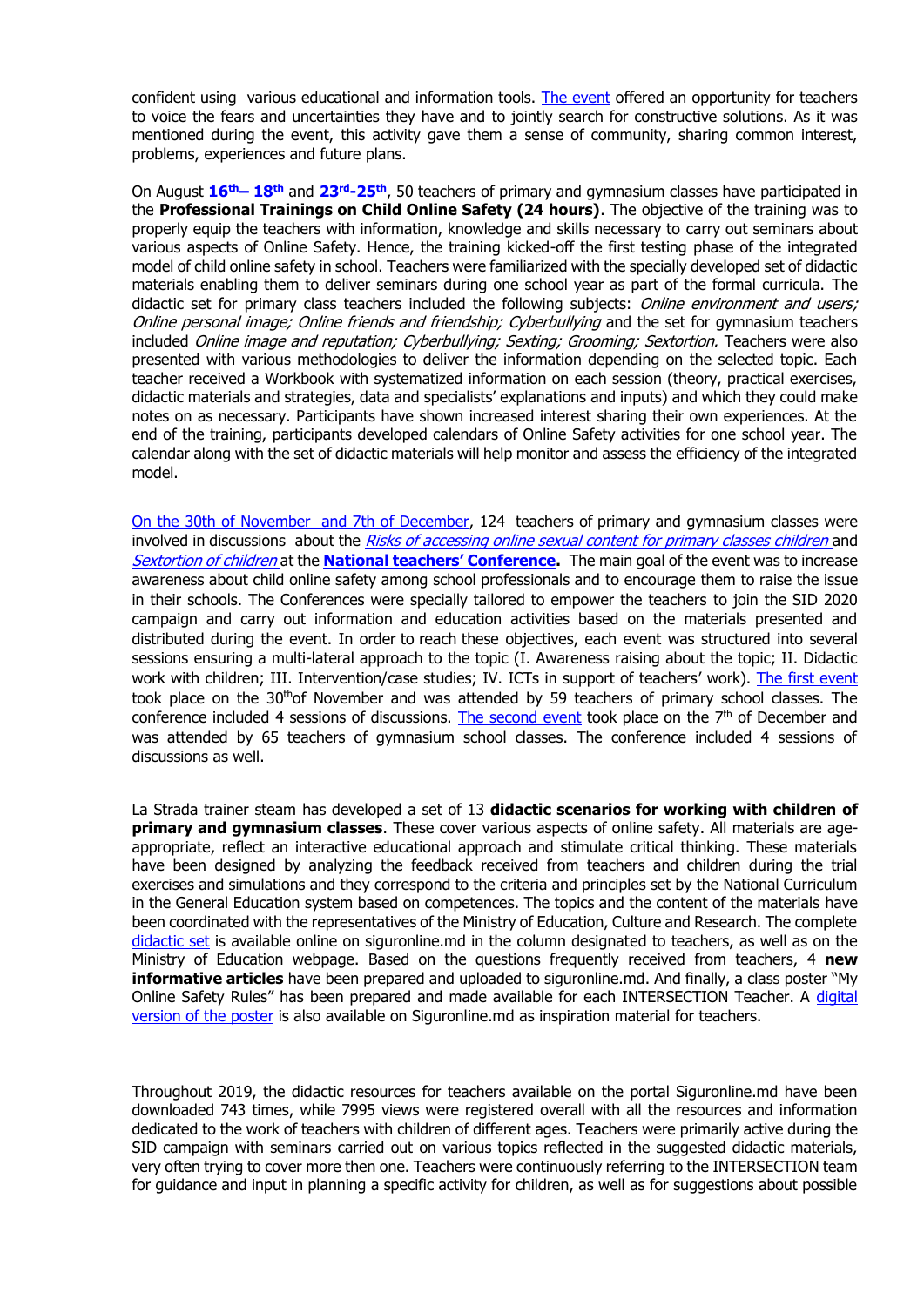confident using various educational and information tools. The event offered an opportunity for teachers to voice the fears and uncertainties they have and to jointly search for constructive solutions. As it was mentioned during the event, this activity gave them a sense of community, sharing common interest, problems, experiences and future plans.

On August **16th– 18th** and **23rd-25th**, 50 teachers of primary and gymnasium classes have participated in the **Professional Trainings on Child Online Safety (24 hours)**. The objective of the training was to properly equip the teachers with information, knowledge and skills necessary to carry out seminars about various aspects of Online Safety. Hence, the training kicked-off the first testing phase of the integrated model of child online safety in school. Teachers were familiarized with the specially developed set of didactic materials enabling them to deliver seminars during one school year as part of the formal curricula. The didactic set for primary class teachers included the following subjects: *Online environment and users; Online personal image; Online friends and friendship; Cyberbullying* and the set for gymnasium teachers included *Online image and reputation; Cyberbullying; Sexting; Grooming; Sextortion.* Teachers were also presented with various methodologies to deliver the information depending on the selected topic. Each teacher received a Workbook with systematized information on each session (theory, practical exercises, didactic materials and strategies, data and specialists' explanations and inputs) and which they could make notes on as necessary. Participants have shown increased interest sharing their own experiences. At the end of the training, participants developed calendars of Online Safety activities for one school year. The calendar along with the set of didactic materials will help monitor and assess the efficiency of the integrated model.

On the 30th of November and 7th of December, 124 teachers of primary and gymnasium classes were involved in discussions about the *Risks of accessing online sexual content for primary classes children* and *Sextortion of children* at the **National teachers' Conference.** The main goal of the event was to increase awareness about child online safety among school professionals and to encourage them to raise the issue in their schools. The Conferences were specially tailored to empower the teachers to join the SID 2020 campaign and carry out information and education activities based on the materials presented and distributed during the event. In order to reach these objectives, each event was structured into several sessions ensuring a multi-lateral approach to the topic (I. Awareness raising about the topic; II. Didactic work with children; III. Intervention/case studies; IV. ICTs in support of teachers' work). The first event took place on the 30th of November and was attended by 59 teachers of primary school classes. The conference included 4 sessions of discussions. The second event took place on the 7th of December and was attended by 65 teachers of gymnasium school classes. The conference included 4 sessions of discussions as well.

La Strada trainer steam has developed a set of 13 **didactic scenarios for working with children of primary and gymnasium classes**. These cover various aspects of online safety. All materials are age-appropriate, reflect an interactive educational approach and stimulate critical thinking. These materials have been designed by analyzing the feedback received from teachers and children during the trial exercises and simulations and they correspond to the criteria and principles set by the National Curriculum in the General Education system based on competences. The topics and the content of the materials have been coordinated with the representatives of the Ministry of Education, Culture and Research. The complete didactic set is available online on siguronline.md in the column designated to teachers, as well as on the Ministry of Education webpage. Based on the questions frequently received from teachers, 4 **new informative articles** have been prepared and uploaded to siguronline.md. And finally, a class poster "My Online Safety Rules" has been prepared and made available for each INTERSECTION Teacher. A digital version of the poster is also available on Siguronline.md as inspiration material for teachers.

Throughout 2019, the didactic resources for teachers available on the portal Siguronline.md have been downloaded 743 times, while 7995 views were registered overall with all the resources and information dedicated to the work of teachers with children of different ages. Teachers were primarily active during the SID campaign with seminars carried out on various topics reflected in the suggested didactic materials, very often trying to cover more then one. Teachers were continuously referring to the INTERSECTION team for guidance and input in planning a specific activity for children, as well as for suggestions about possible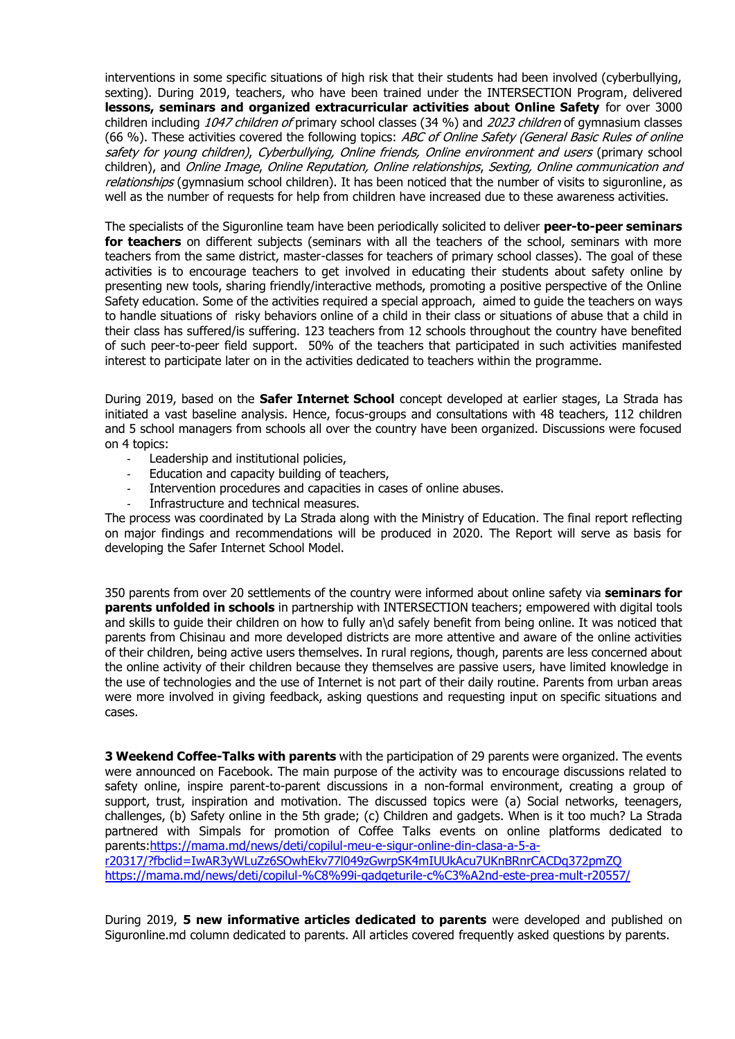interventions in some specific situations of high risk that their students had been involved (cyberbullying, sexting). During 2019, teachers, who have been trained under the INTERSECTION Program, delivered **lessons, seminars and organized extracurricular activities about Online Safety** for over 3000 children including *1047 children of* primary school classes (34 %) and *2023 children* of gymnasium classes (66 %). These activities covered the following topics: *ABC of Online Safety (General Basic Rules of online safety for young children)*, *Cyberbullying, Online friends, Online environment and users* (primary school children), and *Online Image*, *Online Reputation, Online relationships*, *Sexting, Online communication and relationships* (gymnasium school children). It has been noticed that the number of visits to siguronline, as well as the number of requests for help from children have increased due to these awareness activities.

The specialists of the Siguronline team have been periodically solicited to deliver **peer-to-peer seminars for teachers** on different subjects (seminars with all the teachers of the school, seminars with more teachers from the same district, master-classes for teachers of primary school classes). The goal of these activities is to encourage teachers to get involved in educating their students about safety online by presenting new tools, sharing friendly/interactive methods, promoting a positive perspective of the Online Safety education. Some of the activities required a special approach, aimed to guide the teachers on ways to handle situations of risky behaviors online of a child in their class or situations of abuse that a child in their class has suffered/is suffering. 123 teachers from 12 schools throughout the country have benefited of such peer-to-peer field support. 50% of the teachers that participated in such activities manifested interest to participate later on in the activities dedicated to teachers within the programme.

During 2019, based on the **Safer Internet School** concept developed at earlier stages, La Strada has initiated a vast baseline analysis. Hence, focus-groups and consultations with 48 teachers, 112 children and 5 school managers from schools all over the country have been organized. Discussions were focused on 4 topics:

- Leadership and institutional policies,
- Education and capacity building of teachers,
- Intervention procedures and capacities in cases of online abuses.
- Infrastructure and technical measures.

The process was coordinated by La Strada along with the Ministry of Education. The final report reflecting on major findings and recommendations will be produced in 2020. The Report will serve as basis for developing the Safer Internet School Model.

350 parents from over 20 settlements of the country were informed about online safety via **seminars for parents unfolded in schools** in partnership with INTERSECTION teachers; empowered with digital tools and skills to guide their children on how to fully an\d safely benefit from being online. It was noticed that parents from Chisinau and more developed districts are more attentive and aware of the online activities of their children, being active users themselves. In rural regions, though, parents are less concerned about the online activity of their children because they themselves are passive users, have limited knowledge in the use of technologies and the use of Internet is not part of their daily routine. Parents from urban areas were more involved in giving feedback, asking questions and requesting input on specific situations and cases.

**3 Weekend Coffee-Talks with parents** with the participation of 29 parents were organized. The events were announced on Facebook. The main purpose of the activity was to encourage discussions related to safety online, inspire parent-to-parent discussions in a non-formal environment, creating a group of support, trust, inspiration and motivation. The discussed topics were (a) Social networks, teenagers, challenges, (b) Safety online in the 5th grade; (c) Children and gadgets. When is it too much? La Strada partnered with Simpals for promotion of Coffee Talks events on online platforms dedicated to parents:https://mama.md/news/deti/copilul-meu-e-sigur-online-din-clasa-a-5-a-r20317/?fbclid=IwAR3yWLuZz6SOwhEkv77l049zGwrpSK4mIUUkAcu7UKnBRnrCACDq372pmZQ
https://mama.md/news/deti/copilul-%C8%99i-gadgeturile-c%C3%A2nd-este-prea-mult-r20557/

During 2019, **5 new informative articles dedicated to parents** were developed and published on Siguronline.md column dedicated to parents. All articles covered frequently asked questions by parents.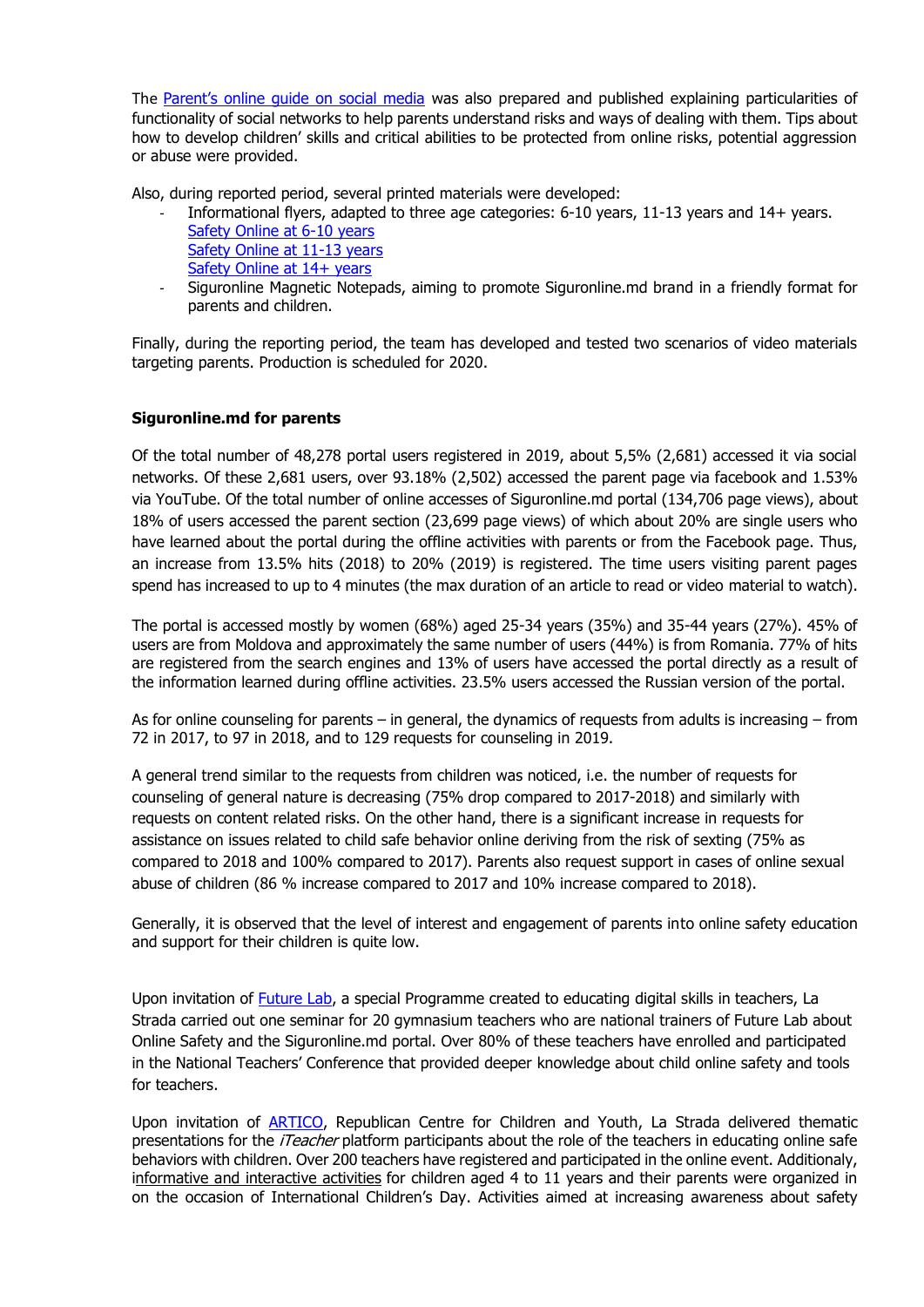The Parent's online guide on social media was also prepared and published explaining particularities of functionality of social networks to help parents understand risks and ways of dealing with them. Tips about how to develop children' skills and critical abilities to be protected from online risks, potential aggression or abuse were provided.

Also, during reported period, several printed materials were developed:

- Informational flyers, adapted to three age categories: 6-10 years, 11-13 years and 14+ years.
  Safety Online at 6-10 years
  Safety Online at 11-13 years
  Safety Online at 14+ years
- Siguronline Magnetic Notepads, aiming to promote Siguronline.md brand in a friendly format for parents and children.

Finally, during the reporting period, the team has developed and tested two scenarios of video materials targeting parents. Production is scheduled for 2020.

**Siguronline.md for parents**

Of the total number of 48,278 portal users registered in 2019, about 5,5% (2,681) accessed it via social networks. Of these 2,681 users, over 93.18% (2,502) accessed the parent page via facebook and 1.53% via YouTube. Of the total number of online accesses of Siguronline.md portal (134,706 page views), about 18% of users accessed the parent section (23,699 page views) of which about 20% are single users who have learned about the portal during the offline activities with parents or from the Facebook page. Thus, an increase from 13.5% hits (2018) to 20% (2019) is registered. The time users visiting parent pages spend has increased to up to 4 minutes (the max duration of an article to read or video material to watch).

The portal is accessed mostly by women (68%) aged 25-34 years (35%) and 35-44 years (27%). 45% of users are from Moldova and approximately the same number of users (44%) is from Romania. 77% of hits are registered from the search engines and 13% of users have accessed the portal directly as a result of the information learned during offline activities. 23.5% users accessed the Russian version of the portal.

As for online counseling for parents – in general, the dynamics of requests from adults is increasing – from 72 in 2017, to 97 in 2018, and to 129 requests for counseling in 2019.

A general trend similar to the requests from children was noticed, i.e. the number of requests for counseling of general nature is decreasing (75% drop compared to 2017-2018) and similarly with requests on content related risks. On the other hand, there is a significant increase in requests for assistance on issues related to child safe behavior online deriving from the risk of sexting (75% as compared to 2018 and 100% compared to 2017). Parents also request support in cases of online sexual abuse of children (86 % increase compared to 2017 and 10% increase compared to 2018).

Generally, it is observed that the level of interest and engagement of parents into online safety education and support for their children is quite low.

Upon invitation of Future Lab, a special Programme created to educating digital skills in teachers, La Strada carried out one seminar for 20 gymnasium teachers who are national trainers of Future Lab about Online Safety and the Siguronline.md portal. Over 80% of these teachers have enrolled and participated in the National Teachers' Conference that provided deeper knowledge about child online safety and tools for teachers.

Upon invitation of ARTICO, Republican Centre for Children and Youth, La Strada delivered thematic presentations for the *iTeacher* platform participants about the role of the teachers in educating online safe behaviors with children. Over 200 teachers have registered and participated in the online event. Additionaly, informative and interactive activities for children aged 4 to 11 years and their parents were organized in on the occasion of International Children's Day. Activities aimed at increasing awareness about safety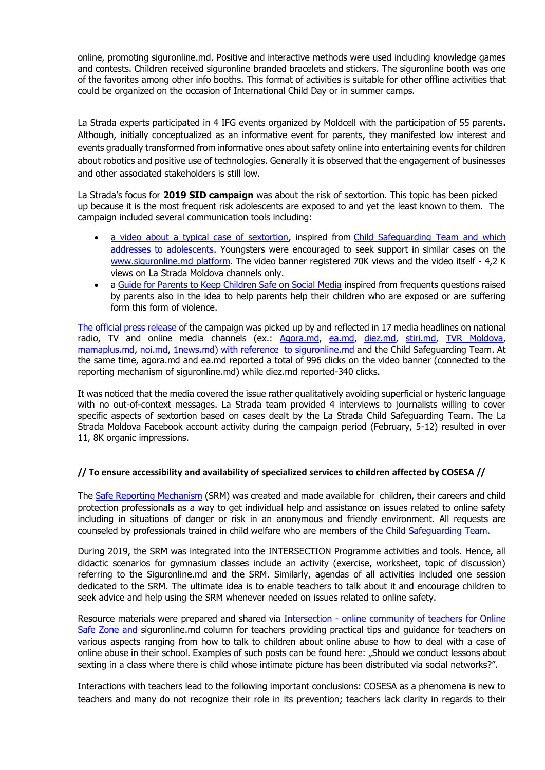online, promoting siguronline.md. Positive and interactive methods were used including knowledge games and contests. Children received siguronline branded bracelets and stickers. The siguronline booth was one of the favorites among other info booths. This format of activities is suitable for other offline activities that could be organized on the occasion of International Child Day or in summer camps.

La Strada experts participated in 4 IFG events organized by Moldcell with the participation of 55 parents**.** Although, initially conceptualized as an informative event for parents, they manifested low interest and events gradually transformed from informative ones about safety online into entertaining events for children about robotics and positive use of technologies. Generally it is observed that the engagement of businesses and other associated stakeholders is still low.

La Strada's focus for **2019 SID campaign** was about the risk of sextortion. This topic has been picked up because it is the most frequent risk adolescents are exposed to and yet the least known to them. The campaign included several communication tools including:

- a video about a typical case of sextortion, inspired from Child Safeguarding Team and which addresses to adolescents. Youngsters were encouraged to seek support in similar cases on the www.siguronline.md platform. The video banner registered 70K views and the video itself - 4,2 K views on La Strada Moldova channels only.
- a Guide for Parents to Keep Children Safe on Social Media inspired from frequents questions raised by parents also in the idea to help parents help their children who are exposed or are suffering form this form of violence.

The official press release of the campaign was picked up by and reflected in 17 media headlines on national radio, TV and online media channels (ex.: Agora.md, ea.md, diez.md, stiri.md, TVR Moldova, mamaplus.md, noi.md, 1news.md) with reference to siguronline.md and the Child Safeguarding Team. At the same time, agora.md and ea.md reported a total of 996 clicks on the video banner (connected to the reporting mechanism of siguronline.md) while diez.md reported-340 clicks.

It was noticed that the media covered the issue rather qualitatively avoiding superficial or hysteric language with no out-of-context messages. La Strada team provided 4 interviews to journalists willing to cover specific aspects of sextortion based on cases dealt by the La Strada Child Safeguarding Team. The La Strada Moldova Facebook account activity during the campaign period (February, 5-12) resulted in over 11, 8K organic impressions.

**// To ensure accessibility and availability of specialized services to children affected by COSESA //**

The Safe Reporting Mechanism (SRM) was created and made available for children, their careers and child protection professionals as a way to get individual help and assistance on issues related to online safety including in situations of danger or risk in an anonymous and friendly environment. All requests are counseled by professionals trained in child welfare who are members of the Child Safeguarding Team.

During 2019, the SRM was integrated into the INTERSECTION Programme activities and tools. Hence, all didactic scenarios for gymnasium classes include an activity (exercise, worksheet, topic of discussion) referring to the Siguronline.md and the SRM. Similarly, agendas of all activities included one session dedicated to the SRM. The ultimate idea is to enable teachers to talk about it and encourage children to seek advice and help using the SRM whenever needed on issues related to online safety.

Resource materials were prepared and shared via Intersection - online community of teachers for Online Safe Zone and siguronline.md column for teachers providing practical tips and guidance for teachers on various aspects ranging from how to talk to children about online abuse to how to deal with a case of online abuse in their school. Examples of such posts can be found here: „Should we conduct lessons about sexting in a class where there is child whose intimate picture has been distributed via social networks?".

Interactions with teachers lead to the following important conclusions: COSESA as a phenomena is new to teachers and many do not recognize their role in its prevention; teachers lack clarity in regards to their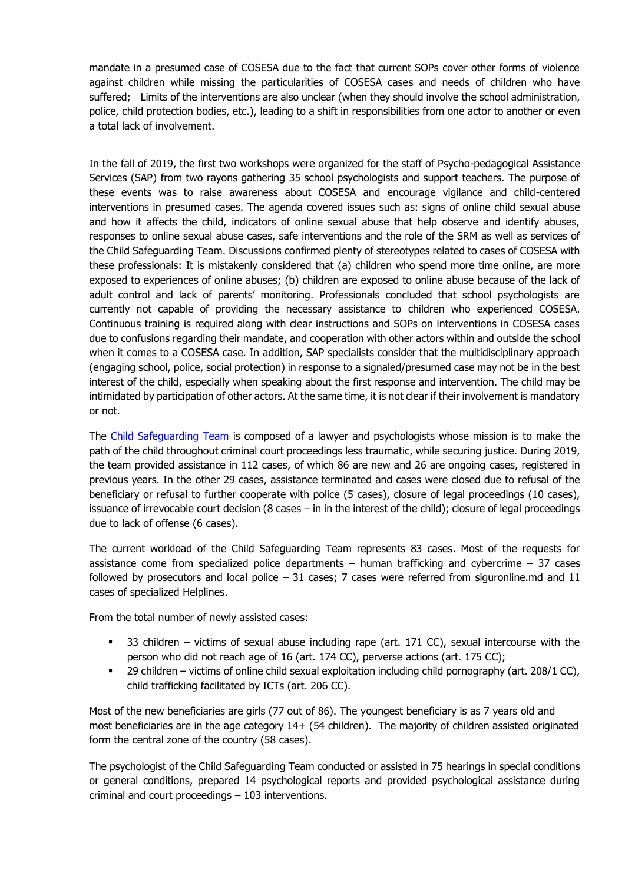mandate in a presumed case of COSESA due to the fact that current SOPs cover other forms of violence against children while missing the particularities of COSESA cases and needs of children who have suffered; Limits of the interventions are also unclear (when they should involve the school administration, police, child protection bodies, etc.), leading to a shift in responsibilities from one actor to another or even a total lack of involvement.

In the fall of 2019, the first two workshops were organized for the staff of Psycho-pedagogical Assistance Services (SAP) from two rayons gathering 35 school psychologists and support teachers. The purpose of these events was to raise awareness about COSESA and encourage vigilance and child-centered interventions in presumed cases. The agenda covered issues such as: signs of online child sexual abuse and how it affects the child, indicators of online sexual abuse that help observe and identify abuses, responses to online sexual abuse cases, safe interventions and the role of the SRM as well as services of the Child Safeguarding Team. Discussions confirmed plenty of stereotypes related to cases of COSESA with these professionals: It is mistakenly considered that (a) children who spend more time online, are more exposed to experiences of online abuses; (b) children are exposed to online abuse because of the lack of adult control and lack of parents' monitoring. Professionals concluded that school psychologists are currently not capable of providing the necessary assistance to children who experienced COSESA. Continuous training is required along with clear instructions and SOPs on interventions in COSESA cases due to confusions regarding their mandate, and cooperation with other actors within and outside the school when it comes to a COSESA case. In addition, SAP specialists consider that the multidisciplinary approach (engaging school, police, social protection) in response to a signaled/presumed case may not be in the best interest of the child, especially when speaking about the first response and intervention. The child may be intimidated by participation of other actors. At the same time, it is not clear if their involvement is mandatory or not.

The Child Safeguarding Team is composed of a lawyer and psychologists whose mission is to make the path of the child throughout criminal court proceedings less traumatic, while securing justice. During 2019, the team provided assistance in 112 cases, of which 86 are new and 26 are ongoing cases, registered in previous years. In the other 29 cases, assistance terminated and cases were closed due to refusal of the beneficiary or refusal to further cooperate with police (5 cases), closure of legal proceedings (10 cases), issuance of irrevocable court decision (8 cases – in in the interest of the child); closure of legal proceedings due to lack of offense (6 cases).

The current workload of the Child Safeguarding Team represents 83 cases. Most of the requests for assistance come from specialized police departments – human trafficking and cybercrime – 37 cases followed by prosecutors and local police – 31 cases; 7 cases were referred from siguronline.md and 11 cases of specialized Helplines.

From the total number of newly assisted cases:

- 33 children – victims of sexual abuse including rape (art. 171 CC), sexual intercourse with the person who did not reach age of 16 (art. 174 CC), perverse actions (art. 175 CC);
- 29 children – victims of online child sexual exploitation including child pornography (art. 208/1 CC), child trafficking facilitated by ICTs (art. 206 CC).

Most of the new beneficiaries are girls (77 out of 86). The youngest beneficiary is as 7 years old and most beneficiaries are in the age category 14+ (54 children). The majority of children assisted originated form the central zone of the country (58 cases).

The psychologist of the Child Safeguarding Team conducted or assisted in 75 hearings in special conditions or general conditions, prepared 14 psychological reports and provided psychological assistance during criminal and court proceedings – 103 interventions.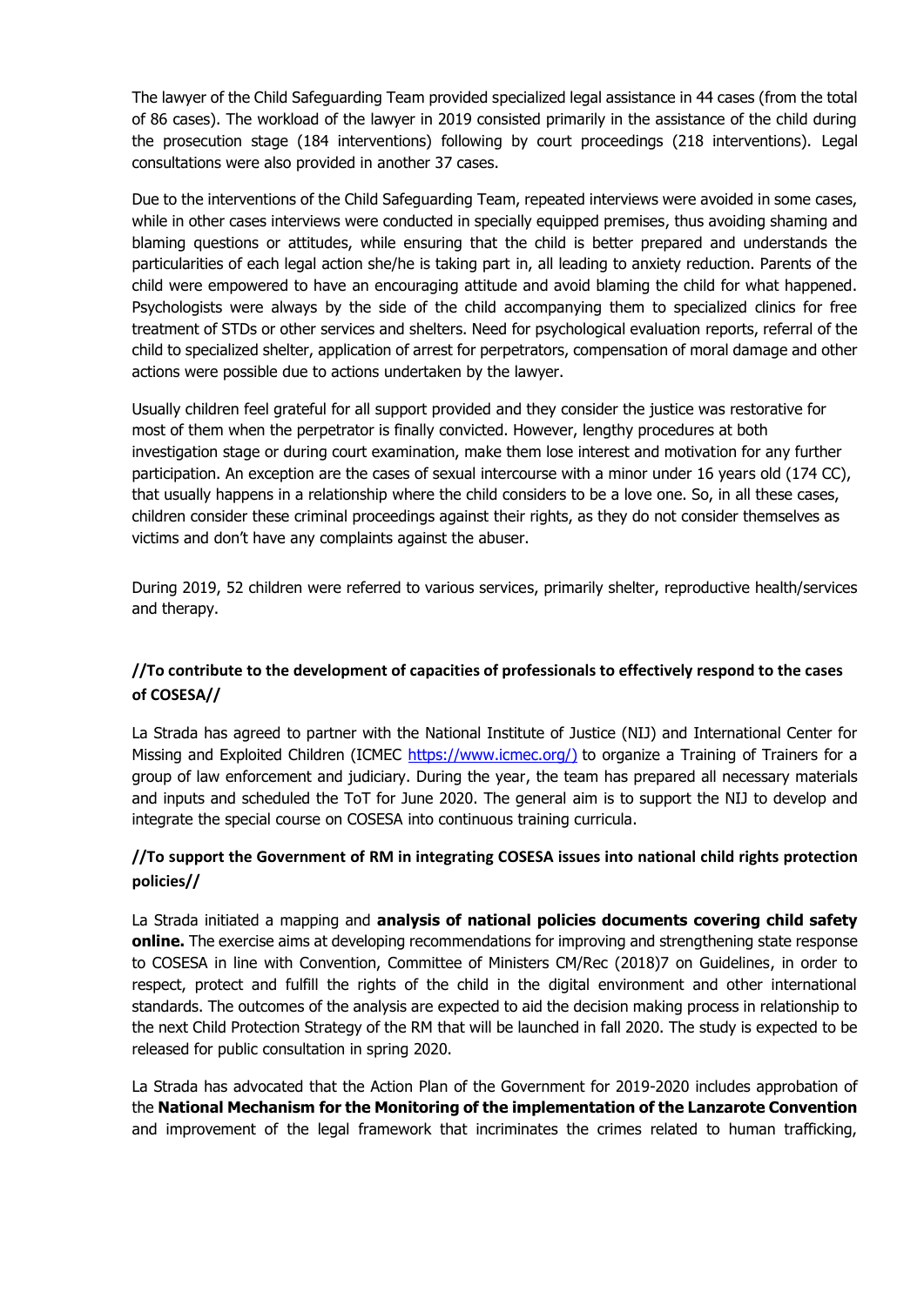The lawyer of the Child Safeguarding Team provided specialized legal assistance in 44 cases (from the total of 86 cases). The workload of the lawyer in 2019 consisted primarily in the assistance of the child during the prosecution stage (184 interventions) following by court proceedings (218 interventions). Legal consultations were also provided in another 37 cases.

Due to the interventions of the Child Safeguarding Team, repeated interviews were avoided in some cases, while in other cases interviews were conducted in specially equipped premises, thus avoiding shaming and blaming questions or attitudes, while ensuring that the child is better prepared and understands the particularities of each legal action she/he is taking part in, all leading to anxiety reduction. Parents of the child were empowered to have an encouraging attitude and avoid blaming the child for what happened. Psychologists were always by the side of the child accompanying them to specialized clinics for free treatment of STDs or other services and shelters. Need for psychological evaluation reports, referral of the child to specialized shelter, application of arrest for perpetrators, compensation of moral damage and other actions were possible due to actions undertaken by the lawyer.

Usually children feel grateful for all support provided and they consider the justice was restorative for most of them when the perpetrator is finally convicted. However, lengthy procedures at both investigation stage or during court examination, make them lose interest and motivation for any further participation. An exception are the cases of sexual intercourse with a minor under 16 years old (174 CC), that usually happens in a relationship where the child considers to be a love one. So, in all these cases, children consider these criminal proceedings against their rights, as they do not consider themselves as victims and don't have any complaints against the abuser.

During 2019, 52 children were referred to various services, primarily shelter, reproductive health/services and therapy.

**//To contribute to the development of capacities of professionals to effectively respond to the cases of COSESA//**

La Strada has agreed to partner with the National Institute of Justice (NIJ) and International Center for Missing and Exploited Children (ICMEC https://www.icmec.org/) to organize a Training of Trainers for a group of law enforcement and judiciary. During the year, the team has prepared all necessary materials and inputs and scheduled the ToT for June 2020. The general aim is to support the NIJ to develop and integrate the special course on COSESA into continuous training curricula.

**//To support the Government of RM in integrating COSESA issues into national child rights protection policies//**

La Strada initiated a mapping and **analysis of national policies documents covering child safety online.** The exercise aims at developing recommendations for improving and strengthening state response to COSESA in line with Convention, Committee of Ministers CM/Rec (2018)7 on Guidelines, in order to respect, protect and fulfill the rights of the child in the digital environment and other international standards. The outcomes of the analysis are expected to aid the decision making process in relationship to the next Child Protection Strategy of the RM that will be launched in fall 2020. The study is expected to be released for public consultation in spring 2020.

La Strada has advocated that the Action Plan of the Government for 2019-2020 includes approbation of the **National Mechanism for the Monitoring of the implementation of the Lanzarote Convention** and improvement of the legal framework that incriminates the crimes related to human trafficking,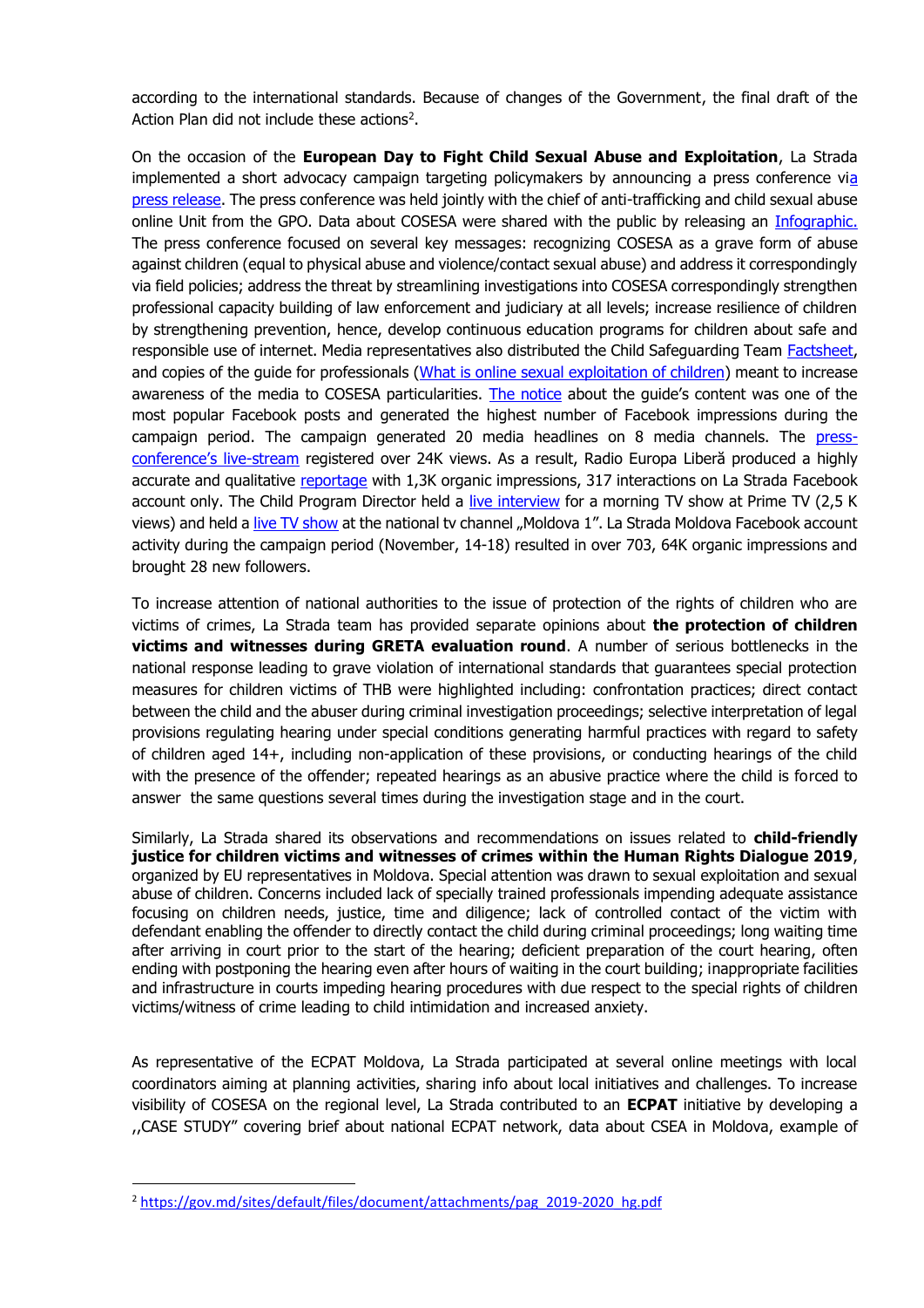according to the international standards. Because of changes of the Government, the final draft of the Action Plan did not include these actions[2].

On the occasion of the **European Day to Fight Child Sexual Abuse and Exploitation**, La Strada implemented a short advocacy campaign targeting policymakers by announcing a press conference via press release. The press conference was held jointly with the chief of anti-trafficking and child sexual abuse online Unit from the GPO. Data about COSESA were shared with the public by releasing an Infographic. The press conference focused on several key messages: recognizing COSESA as a grave form of abuse against children (equal to physical abuse and violence/contact sexual abuse) and address it correspondingly via field policies; address the threat by streamlining investigations into COSESA correspondingly strengthen professional capacity building of law enforcement and judiciary at all levels; increase resilience of children by strengthening prevention, hence, develop continuous education programs for children about safe and responsible use of internet. Media representatives also distributed the Child Safeguarding Team Factsheet, and copies of the guide for professionals (What is online sexual exploitation of children) meant to increase awareness of the media to COSESA particularities. The notice about the guide's content was one of the most popular Facebook posts and generated the highest number of Facebook impressions during the campaign period. The campaign generated 20 media headlines on 8 media channels. The press-conference's live-stream registered over 24K views. As a result, Radio Europa Liberă produced a highly accurate and qualitative reportage with 1,3K organic impressions, 317 interactions on La Strada Facebook account only. The Child Program Director held a live interview for a morning TV show at Prime TV (2,5 K views) and held a live TV show at the national tv channel „Moldova 1". La Strada Moldova Facebook account activity during the campaign period (November, 14-18) resulted in over 703, 64K organic impressions and brought 28 new followers.

To increase attention of national authorities to the issue of protection of the rights of children who are victims of crimes, La Strada team has provided separate opinions about **the protection of children victims and witnesses during GRETA evaluation round**. A number of serious bottlenecks in the national response leading to grave violation of international standards that guarantees special protection measures for children victims of THB were highlighted including: confrontation practices; direct contact between the child and the abuser during criminal investigation proceedings; selective interpretation of legal provisions regulating hearing under special conditions generating harmful practices with regard to safety of children aged 14+, including non-application of these provisions, or conducting hearings of the child with the presence of the offender; repeated hearings as an abusive practice where the child is forced to answer the same questions several times during the investigation stage and in the court.

Similarly, La Strada shared its observations and recommendations on issues related to **child-friendly justice for children victims and witnesses of crimes within the Human Rights Dialogue 2019**, organized by EU representatives in Moldova. Special attention was drawn to sexual exploitation and sexual abuse of children. Concerns included lack of specially trained professionals impending adequate assistance focusing on children needs, justice, time and diligence; lack of controlled contact of the victim with defendant enabling the offender to directly contact the child during criminal proceedings; long waiting time after arriving in court prior to the start of the hearing; deficient preparation of the court hearing, often ending with postponing the hearing even after hours of waiting in the court building; inappropriate facilities and infrastructure in courts impeding hearing procedures with due respect to the special rights of children victims/witness of crime leading to child intimidation and increased anxiety.

As representative of the ECPAT Moldova, La Strada participated at several online meetings with local coordinators aiming at planning activities, sharing info about local initiatives and challenges. To increase visibility of COSESA on the regional level, La Strada contributed to an **ECPAT** initiative by developing a ,,CASE STUDY" covering brief about national ECPAT network, data about CSEA in Moldova, example of

[2] https://gov.md/sites/default/files/document/attachments/pag_2019-2020_hg.pdf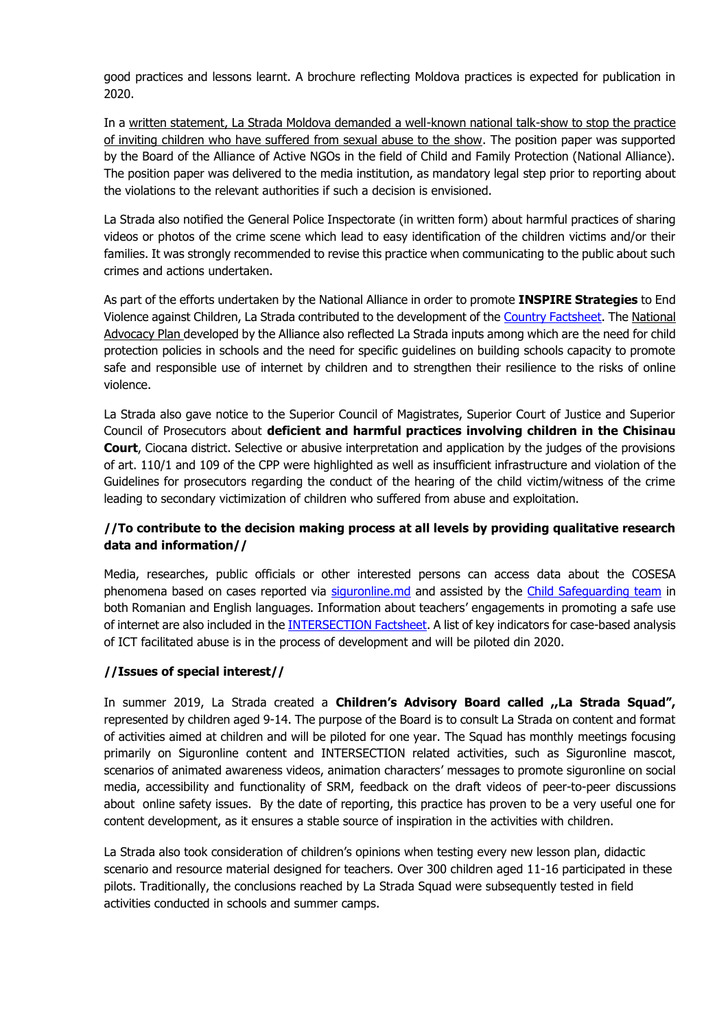good practices and lessons learnt. A brochure reflecting Moldova practices is expected for publication in 2020.

In a written statement, La Strada Moldova demanded a well-known national talk-show to stop the practice of inviting children who have suffered from sexual abuse to the show. The position paper was supported by the Board of the Alliance of Active NGOs in the field of Child and Family Protection (National Alliance). The position paper was delivered to the media institution, as mandatory legal step prior to reporting about the violations to the relevant authorities if such a decision is envisioned.

La Strada also notified the General Police Inspectorate (in written form) about harmful practices of sharing videos or photos of the crime scene which lead to easy identification of the children victims and/or their families. It was strongly recommended to revise this practice when communicating to the public about such crimes and actions undertaken.

As part of the efforts undertaken by the National Alliance in order to promote **INSPIRE Strategies** to End Violence against Children, La Strada contributed to the development of the Country Factsheet. The National Advocacy Plan developed by the Alliance also reflected La Strada inputs among which are the need for child protection policies in schools and the need for specific guidelines on building schools capacity to promote safe and responsible use of internet by children and to strengthen their resilience to the risks of online violence.

La Strada also gave notice to the Superior Council of Magistrates, Superior Court of Justice and Superior Council of Prosecutors about **deficient and harmful practices involving children in the Chisinau Court**, Ciocana district. Selective or abusive interpretation and application by the judges of the provisions of art. 110/1 and 109 of the CPP were highlighted as well as insufficient infrastructure and violation of the Guidelines for prosecutors regarding the conduct of the hearing of the child victim/witness of the crime leading to secondary victimization of children who suffered from abuse and exploitation.

### //To contribute to the decision making process at all levels by providing qualitative research data and information//

Media, researches, public officials or other interested persons can access data about the COSESA phenomena based on cases reported via siguronline.md and assisted by the Child Safeguarding team in both Romanian and English languages. Information about teachers' engagements in promoting a safe use of internet are also included in the INTERSECTION Factsheet. A list of key indicators for case-based analysis of ICT facilitated abuse is in the process of development and will be piloted din 2020.

### //Issues of special interest//

In summer 2019, La Strada created a **Children's Advisory Board called ,,La Strada Squad",** represented by children aged 9-14. The purpose of the Board is to consult La Strada on content and format of activities aimed at children and will be piloted for one year. The Squad has monthly meetings focusing primarily on Siguronline content and INTERSECTION related activities, such as Siguronline mascot, scenarios of animated awareness videos, animation characters' messages to promote siguronline on social media, accessibility and functionality of SRM, feedback on the draft videos of peer-to-peer discussions about online safety issues. By the date of reporting, this practice has proven to be a very useful one for content development, as it ensures a stable source of inspiration in the activities with children.

La Strada also took consideration of children's opinions when testing every new lesson plan, didactic scenario and resource material designed for teachers. Over 300 children aged 11-16 participated in these pilots. Traditionally, the conclusions reached by La Strada Squad were subsequently tested in field activities conducted in schools and summer camps.